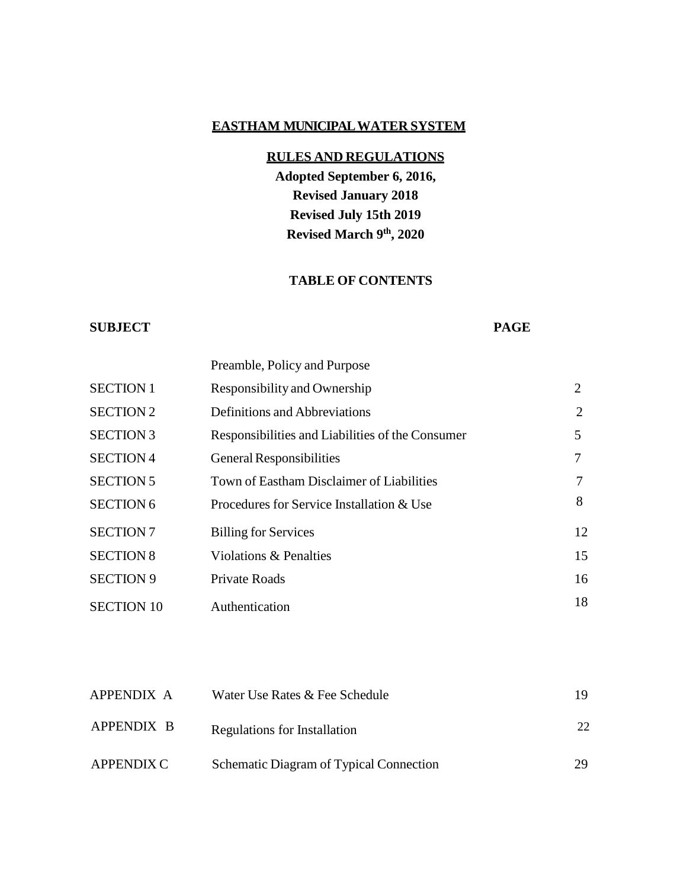# EASTHAM MUNICIPAL WATER SYSTEM

## RULES AND REGULATIONS

**Adopted September 6, 2016,**

**Revised January 2018**

**Revised July 15th 2019**

**Revised March 9th, 2020**

### TABLE OF CONTENTS

| SUBJECT | | PAGE |
|---|---|---|
| | Preamble, Policy and Purpose | |
| SECTION 1 | Responsibility and Ownership | 2 |
| SECTION 2 | Definitions and Abbreviations | 2 |
| SECTION 3 | Responsibilities and Liabilities of the Consumer | 5 |
| SECTION 4 | General Responsibilities | 7 |
| SECTION 5 | Town of Eastham Disclaimer of Liabilities | 7 |
| SECTION 6 | Procedures for Service Installation & Use | 8 |
| SECTION 7 | Billing for Services | 12 |
| SECTION 8 | Violations & Penalties | 15 |
| SECTION 9 | Private Roads | 16 |
| SECTION 10 | Authentication | 18 |

| | | |
|---|---|---|
| APPENDIX A | Water Use Rates & Fee Schedule | 19 |
| APPENDIX B | Regulations for Installation | 22 |
| APPENDIX C | Schematic Diagram of Typical Connection | 29 |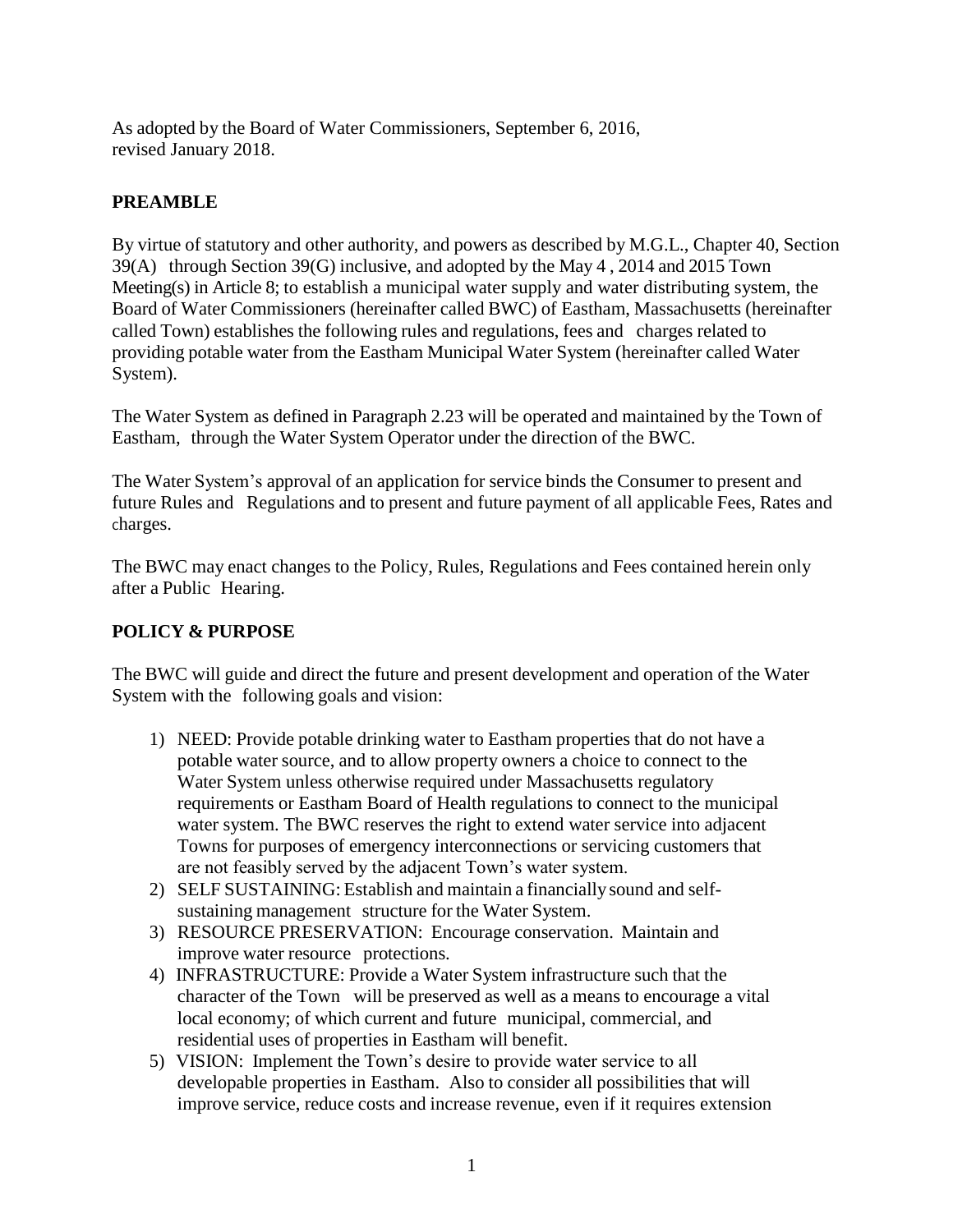As adopted by the Board of Water Commissioners, September 6, 2016,
revised January 2018.

## PREAMBLE

By virtue of statutory and other authority, and powers as described by M.G.L., Chapter 40, Section 39(A) through Section 39(G) inclusive, and adopted by the May 4 , 2014 and 2015 Town Meeting(s) in Article 8; to establish a municipal water supply and water distributing system, the Board of Water Commissioners (hereinafter called BWC) of Eastham, Massachusetts (hereinafter called Town) establishes the following rules and regulations, fees and charges related to providing potable water from the Eastham Municipal Water System (hereinafter called Water System).

The Water System as defined in Paragraph 2.23 will be operated and maintained by the Town of Eastham, through the Water System Operator under the direction of the BWC.

The Water System's approval of an application for service binds the Consumer to present and future Rules and Regulations and to present and future payment of all applicable Fees, Rates and charges.

The BWC may enact changes to the Policy, Rules, Regulations and Fees contained herein only after a Public Hearing.

## POLICY & PURPOSE

The BWC will guide and direct the future and present development and operation of the Water System with the following goals and vision:

1) NEED: Provide potable drinking water to Eastham properties that do not have a potable water source, and to allow property owners a choice to connect to the Water System unless otherwise required under Massachusetts regulatory requirements or Eastham Board of Health regulations to connect to the municipal water system. The BWC reserves the right to extend water service into adjacent Towns for purposes of emergency interconnections or servicing customers that are not feasibly served by the adjacent Town's water system.
2) SELF SUSTAINING: Establish and maintain a financially sound and self-sustaining management structure for the Water System.
3) RESOURCE PRESERVATION: Encourage conservation. Maintain and improve water resource protections.
4) INFRASTRUCTURE: Provide a Water System infrastructure such that the character of the Town will be preserved as well as a means to encourage a vital local economy; of which current and future municipal, commercial, and residential uses of properties in Eastham will benefit.
5) VISION: Implement the Town's desire to provide water service to all developable properties in Eastham. Also to consider all possibilities that will improve service, reduce costs and increase revenue, even if it requires extension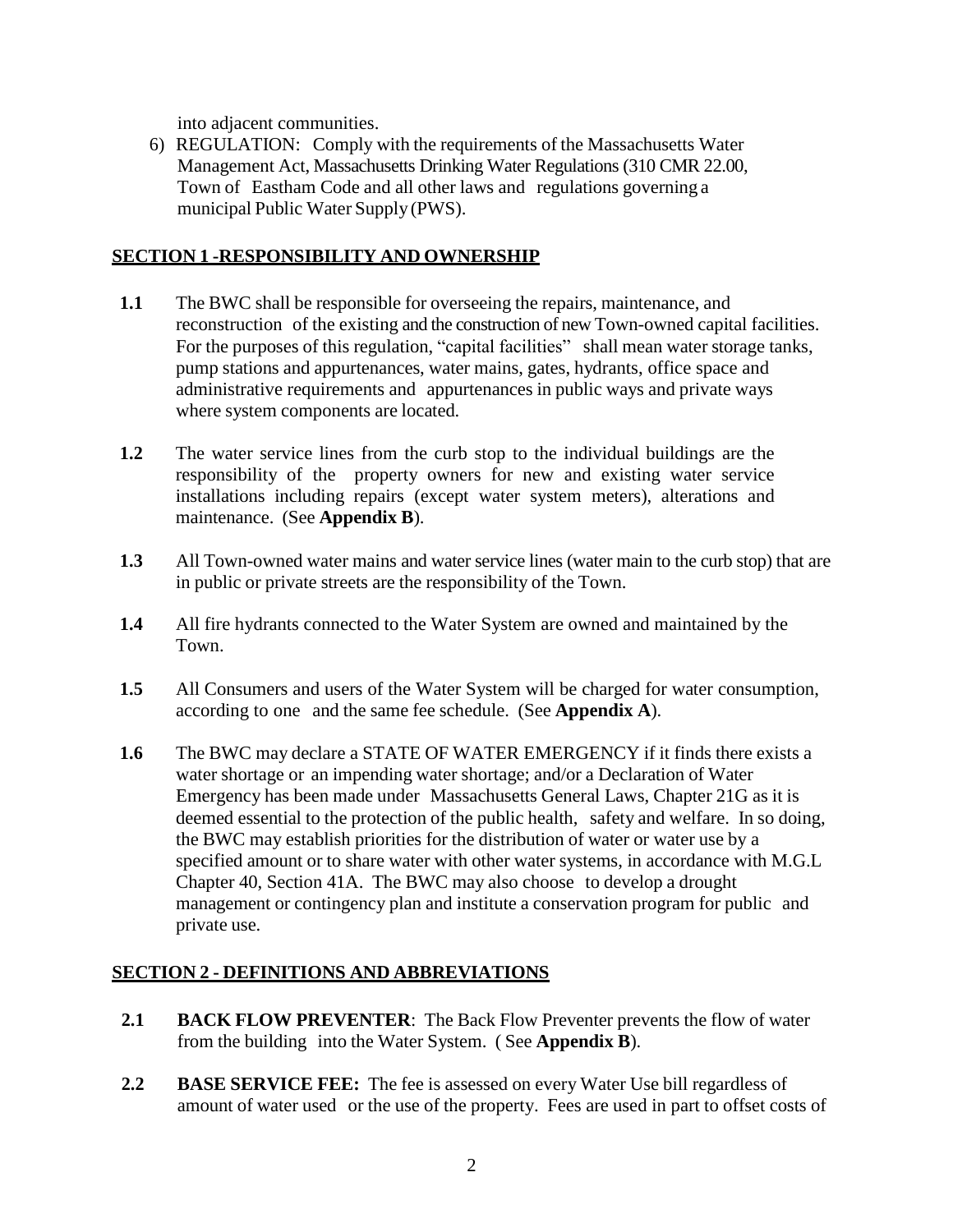into adjacent communities.

6) REGULATION: Comply with the requirements of the Massachusetts Water Management Act, Massachusetts Drinking Water Regulations (310 CMR 22.00, Town of Eastham Code and all other laws and regulations governing a municipal Public Water Supply (PWS).

## SECTION 1 -RESPONSIBILITY AND OWNERSHIP

**1.1** The BWC shall be responsible for overseeing the repairs, maintenance, and reconstruction of the existing and the construction of new Town-owned capital facilities. For the purposes of this regulation, "capital facilities" shall mean water storage tanks, pump stations and appurtenances, water mains, gates, hydrants, office space and administrative requirements and appurtenances in public ways and private ways where system components are located.

**1.2** The water service lines from the curb stop to the individual buildings are the responsibility of the property owners for new and existing water service installations including repairs (except water system meters), alterations and maintenance. (See **Appendix B**).

**1.3** All Town-owned water mains and water service lines (water main to the curb stop) that are in public or private streets are the responsibility of the Town.

**1.4** All fire hydrants connected to the Water System are owned and maintained by the Town.

**1.5** All Consumers and users of the Water System will be charged for water consumption, according to one and the same fee schedule. (See **Appendix A**).

**1.6** The BWC may declare a STATE OF WATER EMERGENCY if it finds there exists a water shortage or an impending water shortage; and/or a Declaration of Water Emergency has been made under Massachusetts General Laws, Chapter 21G as it is deemed essential to the protection of the public health, safety and welfare. In so doing, the BWC may establish priorities for the distribution of water or water use by a specified amount or to share water with other water systems, in accordance with M.G.L Chapter 40, Section 41A. The BWC may also choose to develop a drought management or contingency plan and institute a conservation program for public and private use.

## SECTION 2 - DEFINITIONS AND ABBREVIATIONS

**2.1** **BACK FLOW PREVENTER**: The Back Flow Preventer prevents the flow of water from the building into the Water System. ( See **Appendix B**).

**2.2** **BASE SERVICE FEE:** The fee is assessed on every Water Use bill regardless of amount of water used or the use of the property. Fees are used in part to offset costs of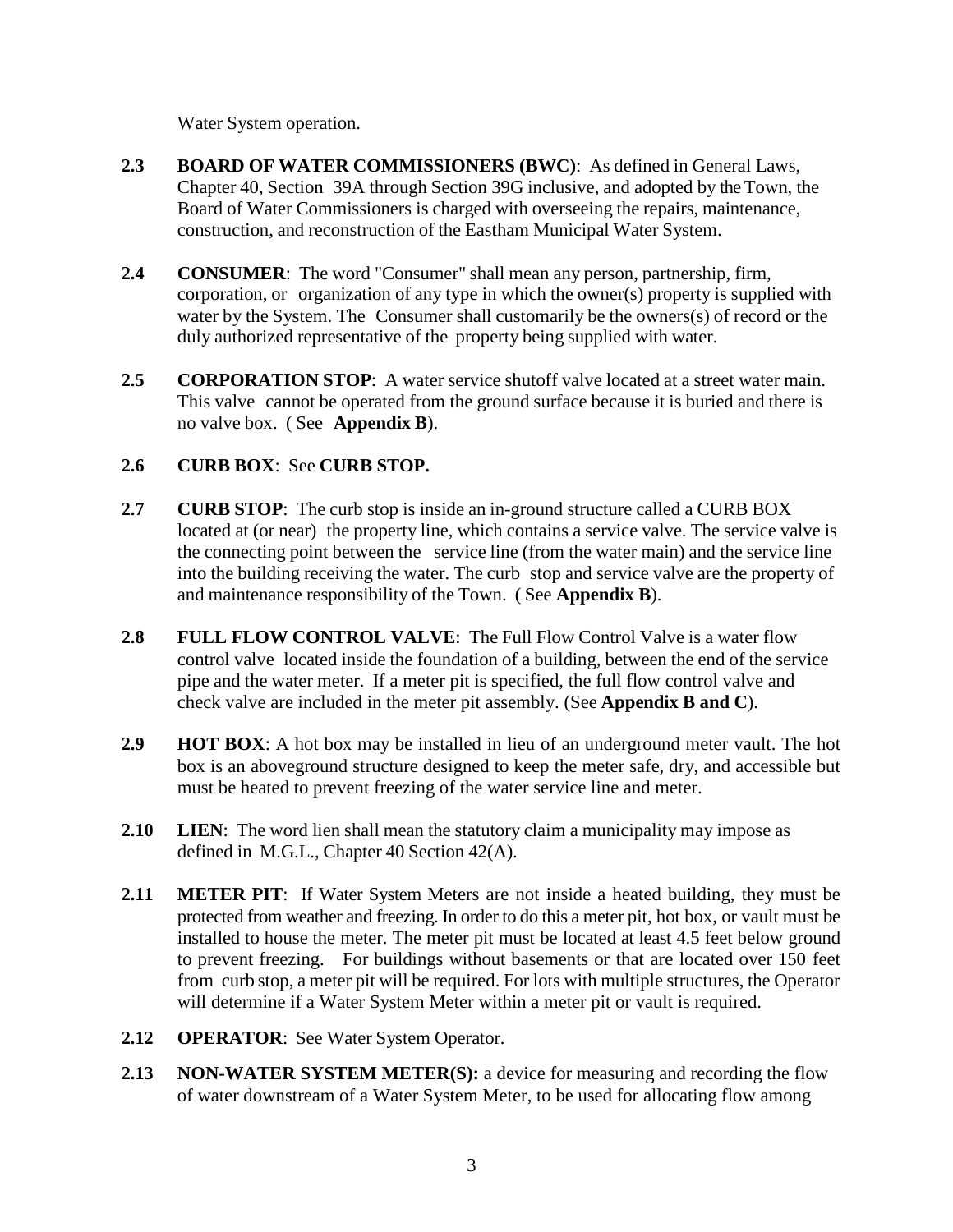Water System operation.

**2.3 BOARD OF WATER COMMISSIONERS (BWC)**: As defined in General Laws, Chapter 40, Section 39A through Section 39G inclusive, and adopted by the Town, the Board of Water Commissioners is charged with overseeing the repairs, maintenance, construction, and reconstruction of the Eastham Municipal Water System.

**2.4 CONSUMER**: The word "Consumer" shall mean any person, partnership, firm, corporation, or organization of any type in which the owner(s) property is supplied with water by the System. The Consumer shall customarily be the owners(s) of record or the duly authorized representative of the property being supplied with water.

**2.5 CORPORATION STOP**: A water service shutoff valve located at a street water main. This valve cannot be operated from the ground surface because it is buried and there is no valve box. ( See **Appendix B**).

**2.6 CURB BOX**: See **CURB STOP.**

**2.7 CURB STOP**: The curb stop is inside an in-ground structure called a CURB BOX located at (or near) the property line, which contains a service valve. The service valve is the connecting point between the service line (from the water main) and the service line into the building receiving the water. The curb stop and service valve are the property of and maintenance responsibility of the Town. ( See **Appendix B**).

**2.8 FULL FLOW CONTROL VALVE**: The Full Flow Control Valve is a water flow control valve located inside the foundation of a building, between the end of the service pipe and the water meter. If a meter pit is specified, the full flow control valve and check valve are included in the meter pit assembly. (See **Appendix B and C**).

**2.9 HOT BOX**: A hot box may be installed in lieu of an underground meter vault. The hot box is an aboveground structure designed to keep the meter safe, dry, and accessible but must be heated to prevent freezing of the water service line and meter.

**2.10 LIEN**: The word lien shall mean the statutory claim a municipality may impose as defined in M.G.L., Chapter 40 Section 42(A).

**2.11 METER PIT**: If Water System Meters are not inside a heated building, they must be protected from weather and freezing. In order to do this a meter pit, hot box, or vault must be installed to house the meter. The meter pit must be located at least 4.5 feet below ground to prevent freezing. For buildings without basements or that are located over 150 feet from curb stop, a meter pit will be required. For lots with multiple structures, the Operator will determine if a Water System Meter within a meter pit or vault is required.

**2.12 OPERATOR**: See Water System Operator.

**2.13 NON-WATER SYSTEM METER(S):** a device for measuring and recording the flow of water downstream of a Water System Meter, to be used for allocating flow among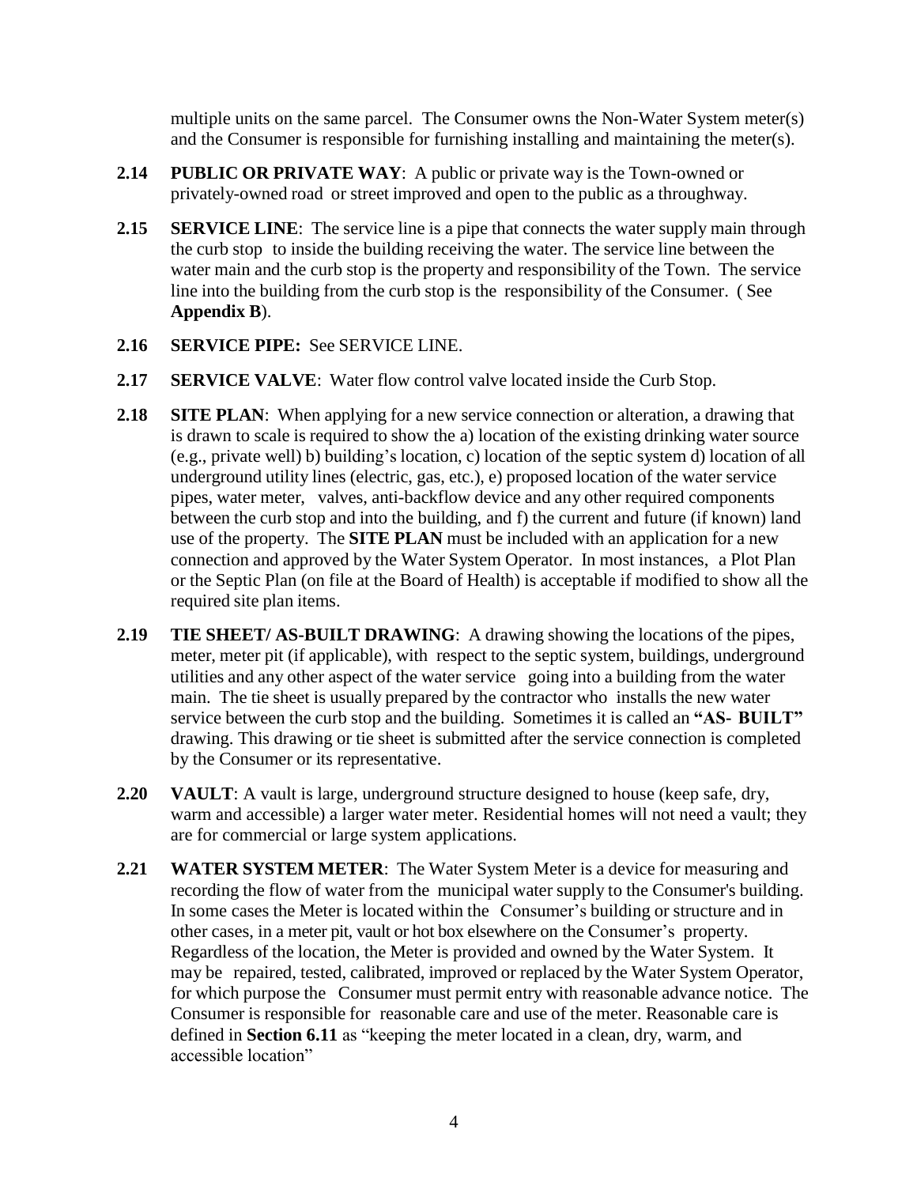multiple units on the same parcel. The Consumer owns the Non-Water System meter(s) and the Consumer is responsible for furnishing installing and maintaining the meter(s).

**2.14 PUBLIC OR PRIVATE WAY**: A public or private way is the Town-owned or privately-owned road or street improved and open to the public as a throughway.

**2.15 SERVICE LINE**: The service line is a pipe that connects the water supply main through the curb stop to inside the building receiving the water. The service line between the water main and the curb stop is the property and responsibility of the Town. The service line into the building from the curb stop is the responsibility of the Consumer. ( See **Appendix B**).

**2.16 SERVICE PIPE:** See SERVICE LINE.

**2.17 SERVICE VALVE**: Water flow control valve located inside the Curb Stop.

**2.18 SITE PLAN**: When applying for a new service connection or alteration, a drawing that is drawn to scale is required to show the a) location of the existing drinking water source (e.g., private well) b) building's location, c) location of the septic system d) location of all underground utility lines (electric, gas, etc.), e) proposed location of the water service pipes, water meter, valves, anti-backflow device and any other required components between the curb stop and into the building, and f) the current and future (if known) land use of the property. The **SITE PLAN** must be included with an application for a new connection and approved by the Water System Operator. In most instances, a Plot Plan or the Septic Plan (on file at the Board of Health) is acceptable if modified to show all the required site plan items.

**2.19 TIE SHEET/ AS-BUILT DRAWING**: A drawing showing the locations of the pipes, meter, meter pit (if applicable), with respect to the septic system, buildings, underground utilities and any other aspect of the water service going into a building from the water main. The tie sheet is usually prepared by the contractor who installs the new water service between the curb stop and the building. Sometimes it is called an **"AS- BUILT"** drawing. This drawing or tie sheet is submitted after the service connection is completed by the Consumer or its representative.

**2.20 VAULT**: A vault is large, underground structure designed to house (keep safe, dry, warm and accessible) a larger water meter. Residential homes will not need a vault; they are for commercial or large system applications.

**2.21 WATER SYSTEM METER**: The Water System Meter is a device for measuring and recording the flow of water from the municipal water supply to the Consumer's building. In some cases the Meter is located within the Consumer's building or structure and in other cases, in a meter pit, vault or hot box elsewhere on the Consumer's property. Regardless of the location, the Meter is provided and owned by the Water System. It may be repaired, tested, calibrated, improved or replaced by the Water System Operator, for which purpose the Consumer must permit entry with reasonable advance notice. The Consumer is responsible for reasonable care and use of the meter. Reasonable care is defined in **Section 6.11** as "keeping the meter located in a clean, dry, warm, and accessible location"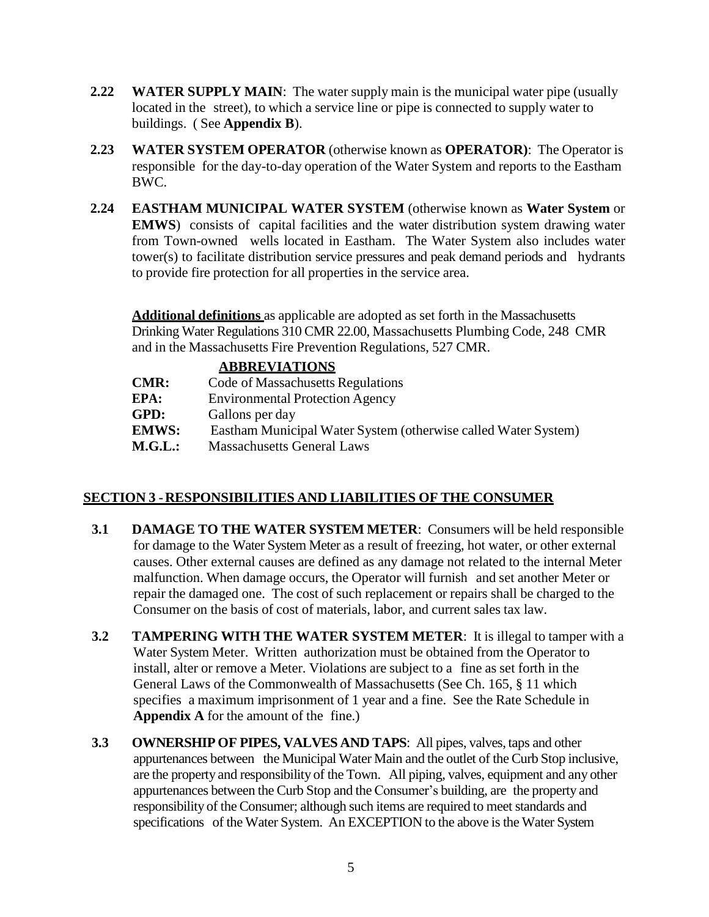**2.22 WATER SUPPLY MAIN**: The water supply main is the municipal water pipe (usually located in the street), to which a service line or pipe is connected to supply water to buildings. ( See **Appendix B**).

**2.23 WATER SYSTEM OPERATOR** (otherwise known as **OPERATOR)**: The Operator is responsible for the day-to-day operation of the Water System and reports to the Eastham BWC.

**2.24 EASTHAM MUNICIPAL WATER SYSTEM** (otherwise known as **Water System** or **EMWS**) consists of capital facilities and the water distribution system drawing water from Town-owned wells located in Eastham. The Water System also includes water tower(s) to facilitate distribution service pressures and peak demand periods and hydrants to provide fire protection for all properties in the service area.

**Additional definitions** as applicable are adopted as set forth in the Massachusetts Drinking Water Regulations 310 CMR 22.00, Massachusetts Plumbing Code, 248 CMR and in the Massachusetts Fire Prevention Regulations, 527 CMR.

**ABBREVIATIONS**

**CMR:** Code of Massachusetts Regulations
**EPA:** Environmental Protection Agency
**GPD:** Gallons per day
**EMWS:** Eastham Municipal Water System (otherwise called Water System)
**M.G.L.:** Massachusetts General Laws

## SECTION 3 - RESPONSIBILITIES AND LIABILITIES OF THE CONSUMER

**3.1 DAMAGE TO THE WATER SYSTEM METER**: Consumers will be held responsible for damage to the Water System Meter as a result of freezing, hot water, or other external causes. Other external causes are defined as any damage not related to the internal Meter malfunction. When damage occurs, the Operator will furnish and set another Meter or repair the damaged one. The cost of such replacement or repairs shall be charged to the Consumer on the basis of cost of materials, labor, and current sales tax law.

**3.2 TAMPERING WITH THE WATER SYSTEM METER**: It is illegal to tamper with a Water System Meter. Written authorization must be obtained from the Operator to install, alter or remove a Meter. Violations are subject to a fine as set forth in the General Laws of the Commonwealth of Massachusetts (See Ch. 165, § 11 which specifies a maximum imprisonment of 1 year and a fine. See the Rate Schedule in **Appendix A** for the amount of the fine.)

**3.3 OWNERSHIP OF PIPES, VALVES AND TAPS**: All pipes, valves, taps and other appurtenances between the Municipal Water Main and the outlet of the Curb Stop inclusive, are the property and responsibility of the Town. All piping, valves, equipment and any other appurtenances between the Curb Stop and the Consumer's building, are the property and responsibility of the Consumer; although such items are required to meet standards and specifications of the Water System. An EXCEPTION to the above is the Water System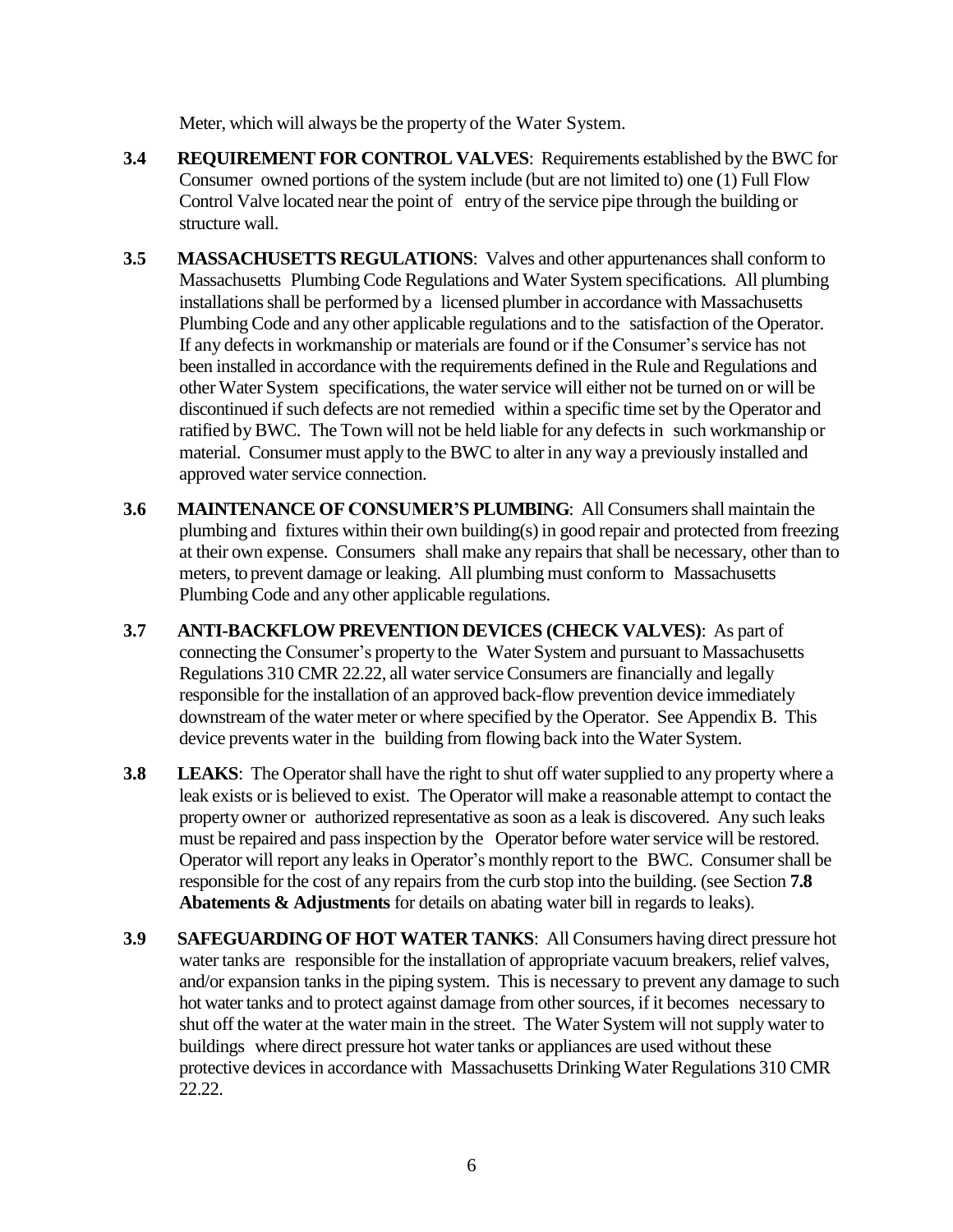Meter, which will always be the property of the Water System.

**3.4 REQUIREMENT FOR CONTROL VALVES**: Requirements established by the BWC for Consumer owned portions of the system include (but are not limited to) one (1) Full Flow Control Valve located near the point of entry of the service pipe through the building or structure wall.

**3.5 MASSACHUSETTS REGULATIONS**: Valves and other appurtenances shall conform to Massachusetts Plumbing Code Regulations and Water System specifications. All plumbing installations shall be performed by a licensed plumber in accordance with Massachusetts Plumbing Code and any other applicable regulations and to the satisfaction of the Operator. If any defects in workmanship or materials are found or if the Consumer's service has not been installed in accordance with the requirements defined in the Rule and Regulations and other Water System specifications, the water service will either not be turned on or will be discontinued if such defects are not remedied within a specific time set by the Operator and ratified by BWC. The Town will not be held liable for any defects in such workmanship or material. Consumer must apply to the BWC to alter in any way a previously installed and approved water service connection.

**3.6 MAINTENANCE OF CONSUMER'S PLUMBING**: All Consumers shall maintain the plumbing and fixtures within their own building(s) in good repair and protected from freezing at their own expense. Consumers shall make any repairs that shall be necessary, other than to meters, to prevent damage or leaking. All plumbing must conform to Massachusetts Plumbing Code and any other applicable regulations.

**3.7 ANTI-BACKFLOW PREVENTION DEVICES (CHECK VALVES)**: As part of connecting the Consumer's property to the Water System and pursuant to Massachusetts Regulations 310 CMR 22.22, all water service Consumers are financially and legally responsible for the installation of an approved back-flow prevention device immediately downstream of the water meter or where specified by the Operator. See Appendix B. This device prevents water in the building from flowing back into the Water System.

**3.8 LEAKS**: The Operator shall have the right to shut off water supplied to any property where a leak exists or is believed to exist. The Operator will make a reasonable attempt to contact the property owner or authorized representative as soon as a leak is discovered. Any such leaks must be repaired and pass inspection by the Operator before water service will be restored. Operator will report any leaks in Operator's monthly report to the BWC. Consumer shall be responsible for the cost of any repairs from the curb stop into the building. (see Section **7.8 Abatements & Adjustments** for details on abating water bill in regards to leaks).

**3.9 SAFEGUARDING OF HOT WATER TANKS**: All Consumers having direct pressure hot water tanks are responsible for the installation of appropriate vacuum breakers, relief valves, and/or expansion tanks in the piping system. This is necessary to prevent any damage to such hot water tanks and to protect against damage from other sources, if it becomes necessary to shut off the water at the water main in the street. The Water System will not supply water to buildings where direct pressure hot water tanks or appliances are used without these protective devices in accordance with Massachusetts Drinking Water Regulations 310 CMR 22.22.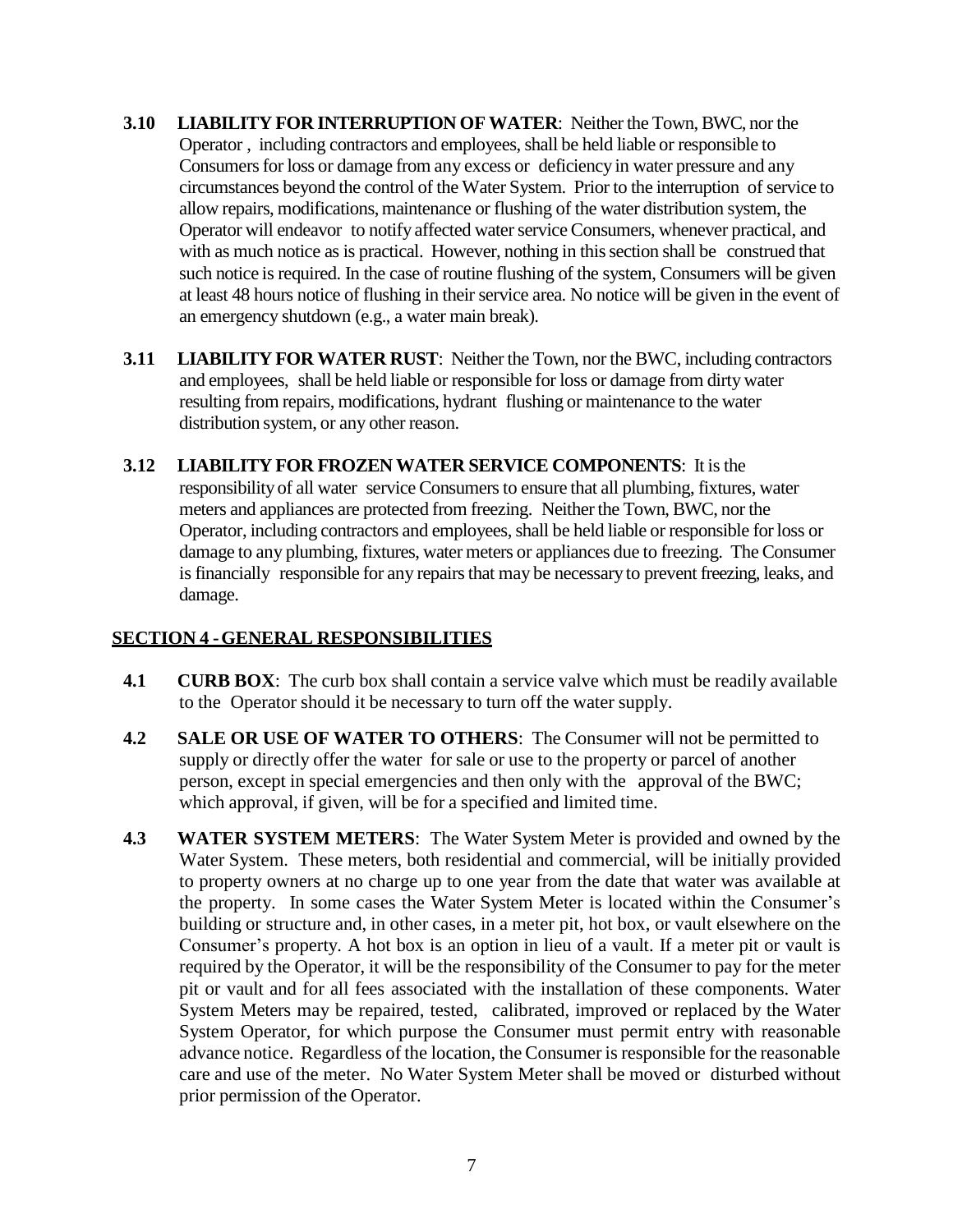**3.10 LIABILITY FOR INTERRUPTION OF WATER**: Neither the Town, BWC, nor the Operator , including contractors and employees, shall be held liable or responsible to Consumers for loss or damage from any excess or deficiency in water pressure and any circumstances beyond the control of the Water System. Prior to the interruption of service to allow repairs, modifications, maintenance or flushing of the water distribution system, the Operator will endeavor to notify affected water service Consumers, whenever practical, and with as much notice as is practical. However, nothing in this section shall be construed that such notice is required. In the case of routine flushing of the system, Consumers will be given at least 48 hours notice of flushing in their service area. No notice will be given in the event of an emergency shutdown (e.g., a water main break).

**3.11 LIABILITY FOR WATER RUST**: Neither the Town, nor the BWC, including contractors and employees, shall be held liable or responsible for loss or damage from dirty water resulting from repairs, modifications, hydrant flushing or maintenance to the water distribution system, or any other reason.

**3.12 LIABILITY FOR FROZEN WATER SERVICE COMPONENTS**: It is the responsibility of all water service Consumers to ensure that all plumbing, fixtures, water meters and appliances are protected from freezing. Neither the Town, BWC, nor the Operator, including contractors and employees, shall be held liable or responsible for loss or damage to any plumbing, fixtures, water meters or appliances due to freezing. The Consumer is financially responsible for any repairs that may be necessary to prevent freezing, leaks, and damage.

## SECTION 4 - GENERAL RESPONSIBILITIES

**4.1 CURB BOX**: The curb box shall contain a service valve which must be readily available to the Operator should it be necessary to turn off the water supply.

**4.2 SALE OR USE OF WATER TO OTHERS**: The Consumer will not be permitted to supply or directly offer the water for sale or use to the property or parcel of another person, except in special emergencies and then only with the approval of the BWC; which approval, if given, will be for a specified and limited time.

**4.3 WATER SYSTEM METERS**: The Water System Meter is provided and owned by the Water System. These meters, both residential and commercial, will be initially provided to property owners at no charge up to one year from the date that water was available at the property. In some cases the Water System Meter is located within the Consumer's building or structure and, in other cases, in a meter pit, hot box, or vault elsewhere on the Consumer's property. A hot box is an option in lieu of a vault. If a meter pit or vault is required by the Operator, it will be the responsibility of the Consumer to pay for the meter pit or vault and for all fees associated with the installation of these components. Water System Meters may be repaired, tested, calibrated, improved or replaced by the Water System Operator, for which purpose the Consumer must permit entry with reasonable advance notice. Regardless of the location, the Consumer is responsible for the reasonable care and use of the meter. No Water System Meter shall be moved or disturbed without prior permission of the Operator.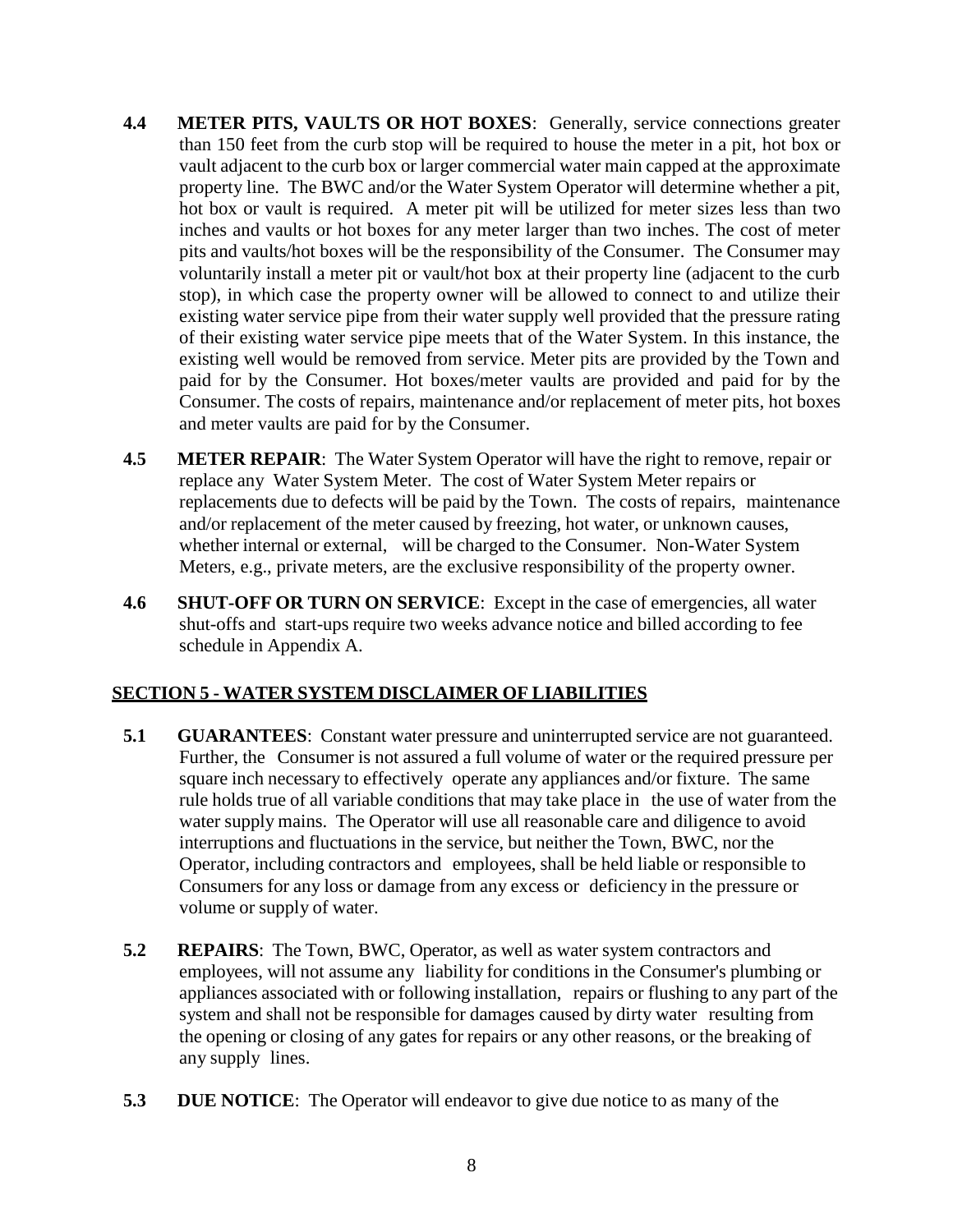**4.4 METER PITS, VAULTS OR HOT BOXES**: Generally, service connections greater than 150 feet from the curb stop will be required to house the meter in a pit, hot box or vault adjacent to the curb box or larger commercial water main capped at the approximate property line. The BWC and/or the Water System Operator will determine whether a pit, hot box or vault is required. A meter pit will be utilized for meter sizes less than two inches and vaults or hot boxes for any meter larger than two inches. The cost of meter pits and vaults/hot boxes will be the responsibility of the Consumer. The Consumer may voluntarily install a meter pit or vault/hot box at their property line (adjacent to the curb stop), in which case the property owner will be allowed to connect to and utilize their existing water service pipe from their water supply well provided that the pressure rating of their existing water service pipe meets that of the Water System. In this instance, the existing well would be removed from service. Meter pits are provided by the Town and paid for by the Consumer. Hot boxes/meter vaults are provided and paid for by the Consumer. The costs of repairs, maintenance and/or replacement of meter pits, hot boxes and meter vaults are paid for by the Consumer.

**4.5 METER REPAIR**: The Water System Operator will have the right to remove, repair or replace any Water System Meter. The cost of Water System Meter repairs or replacements due to defects will be paid by the Town. The costs of repairs, maintenance and/or replacement of the meter caused by freezing, hot water, or unknown causes, whether internal or external, will be charged to the Consumer. Non-Water System Meters, e.g., private meters, are the exclusive responsibility of the property owner.

**4.6 SHUT-OFF OR TURN ON SERVICE**: Except in the case of emergencies, all water shut-offs and start-ups require two weeks advance notice and billed according to fee schedule in Appendix A.

## SECTION 5 - WATER SYSTEM DISCLAIMER OF LIABILITIES

**5.1 GUARANTEES**: Constant water pressure and uninterrupted service are not guaranteed. Further, the Consumer is not assured a full volume of water or the required pressure per square inch necessary to effectively operate any appliances and/or fixture. The same rule holds true of all variable conditions that may take place in the use of water from the water supply mains. The Operator will use all reasonable care and diligence to avoid interruptions and fluctuations in the service, but neither the Town, BWC, nor the Operator, including contractors and employees, shall be held liable or responsible to Consumers for any loss or damage from any excess or deficiency in the pressure or volume or supply of water.

**5.2 REPAIRS**: The Town, BWC, Operator, as well as water system contractors and employees, will not assume any liability for conditions in the Consumer's plumbing or appliances associated with or following installation, repairs or flushing to any part of the system and shall not be responsible for damages caused by dirty water resulting from the opening or closing of any gates for repairs or any other reasons, or the breaking of any supply lines.

**5.3 DUE NOTICE**: The Operator will endeavor to give due notice to as many of the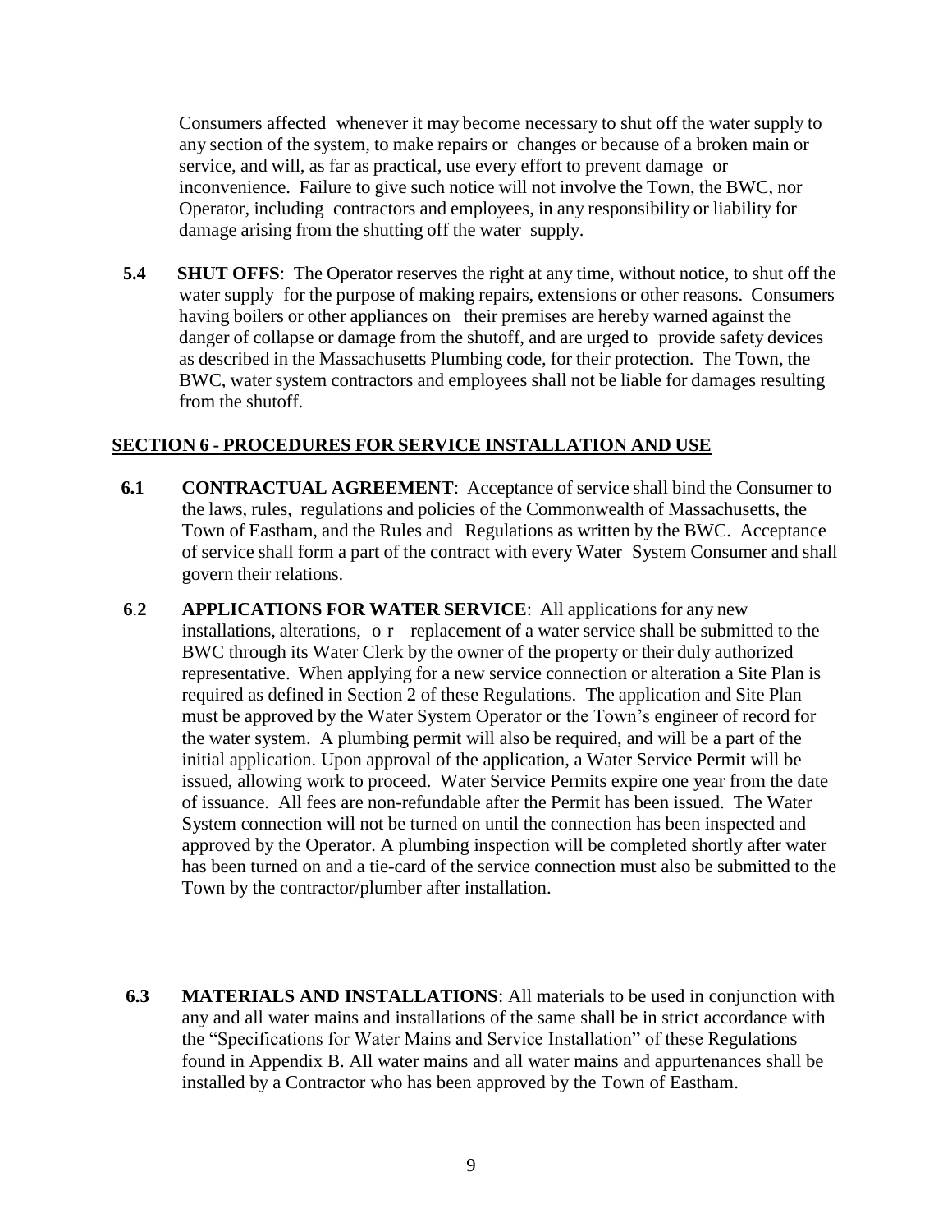Consumers affected whenever it may become necessary to shut off the water supply to any section of the system, to make repairs or changes or because of a broken main or service, and will, as far as practical, use every effort to prevent damage or inconvenience. Failure to give such notice will not involve the Town, the BWC, nor Operator, including contractors and employees, in any responsibility or liability for damage arising from the shutting off the water supply.

**5.4 SHUT OFFS**: The Operator reserves the right at any time, without notice, to shut off the water supply for the purpose of making repairs, extensions or other reasons. Consumers having boilers or other appliances on their premises are hereby warned against the danger of collapse or damage from the shutoff, and are urged to provide safety devices as described in the Massachusetts Plumbing code, for their protection. The Town, the BWC, water system contractors and employees shall not be liable for damages resulting from the shutoff.

## SECTION 6 - PROCEDURES FOR SERVICE INSTALLATION AND USE

**6.1 CONTRACTUAL AGREEMENT**: Acceptance of service shall bind the Consumer to the laws, rules, regulations and policies of the Commonwealth of Massachusetts, the Town of Eastham, and the Rules and Regulations as written by the BWC. Acceptance of service shall form a part of the contract with every Water System Consumer and shall govern their relations.

**6.2 APPLICATIONS FOR WATER SERVICE**: All applications for any new installations, alterations, or replacement of a water service shall be submitted to the BWC through its Water Clerk by the owner of the property or their duly authorized representative. When applying for a new service connection or alteration a Site Plan is required as defined in Section 2 of these Regulations. The application and Site Plan must be approved by the Water System Operator or the Town's engineer of record for the water system. A plumbing permit will also be required, and will be a part of the initial application. Upon approval of the application, a Water Service Permit will be issued, allowing work to proceed. Water Service Permits expire one year from the date of issuance. All fees are non-refundable after the Permit has been issued. The Water System connection will not be turned on until the connection has been inspected and approved by the Operator. A plumbing inspection will be completed shortly after water has been turned on and a tie-card of the service connection must also be submitted to the Town by the contractor/plumber after installation.

**6.3 MATERIALS AND INSTALLATIONS**: All materials to be used in conjunction with any and all water mains and installations of the same shall be in strict accordance with the "Specifications for Water Mains and Service Installation" of these Regulations found in Appendix B. All water mains and all water mains and appurtenances shall be installed by a Contractor who has been approved by the Town of Eastham.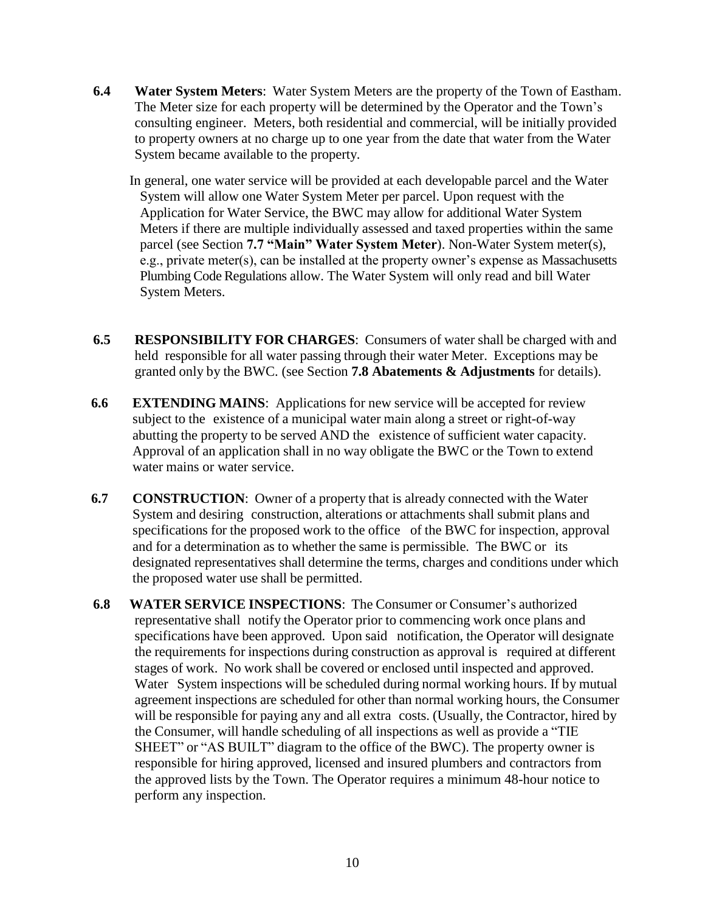**6.4 Water System Meters**: Water System Meters are the property of the Town of Eastham. The Meter size for each property will be determined by the Operator and the Town's consulting engineer. Meters, both residential and commercial, will be initially provided to property owners at no charge up to one year from the date that water from the Water System became available to the property.

In general, one water service will be provided at each developable parcel and the Water System will allow one Water System Meter per parcel. Upon request with the Application for Water Service, the BWC may allow for additional Water System Meters if there are multiple individually assessed and taxed properties within the same parcel (see Section **7.7 "Main" Water System Meter**). Non-Water System meter(s), e.g., private meter(s), can be installed at the property owner's expense as Massachusetts Plumbing Code Regulations allow. The Water System will only read and bill Water System Meters.

**6.5 RESPONSIBILITY FOR CHARGES**: Consumers of water shall be charged with and held responsible for all water passing through their water Meter. Exceptions may be granted only by the BWC. (see Section **7.8 Abatements & Adjustments** for details).

**6.6 EXTENDING MAINS**: Applications for new service will be accepted for review subject to the existence of a municipal water main along a street or right-of-way abutting the property to be served AND the existence of sufficient water capacity. Approval of an application shall in no way obligate the BWC or the Town to extend water mains or water service.

**6.7 CONSTRUCTION**: Owner of a property that is already connected with the Water System and desiring construction, alterations or attachments shall submit plans and specifications for the proposed work to the office of the BWC for inspection, approval and for a determination as to whether the same is permissible. The BWC or its designated representatives shall determine the terms, charges and conditions under which the proposed water use shall be permitted.

**6.8 WATER SERVICE INSPECTIONS**: The Consumer or Consumer's authorized representative shall notify the Operator prior to commencing work once plans and specifications have been approved. Upon said notification, the Operator will designate the requirements for inspections during construction as approval is required at different stages of work. No work shall be covered or enclosed until inspected and approved. Water System inspections will be scheduled during normal working hours. If by mutual agreement inspections are scheduled for other than normal working hours, the Consumer will be responsible for paying any and all extra costs. (Usually, the Contractor, hired by the Consumer, will handle scheduling of all inspections as well as provide a "TIE SHEET" or "AS BUILT" diagram to the office of the BWC). The property owner is responsible for hiring approved, licensed and insured plumbers and contractors from the approved lists by the Town. The Operator requires a minimum 48-hour notice to perform any inspection.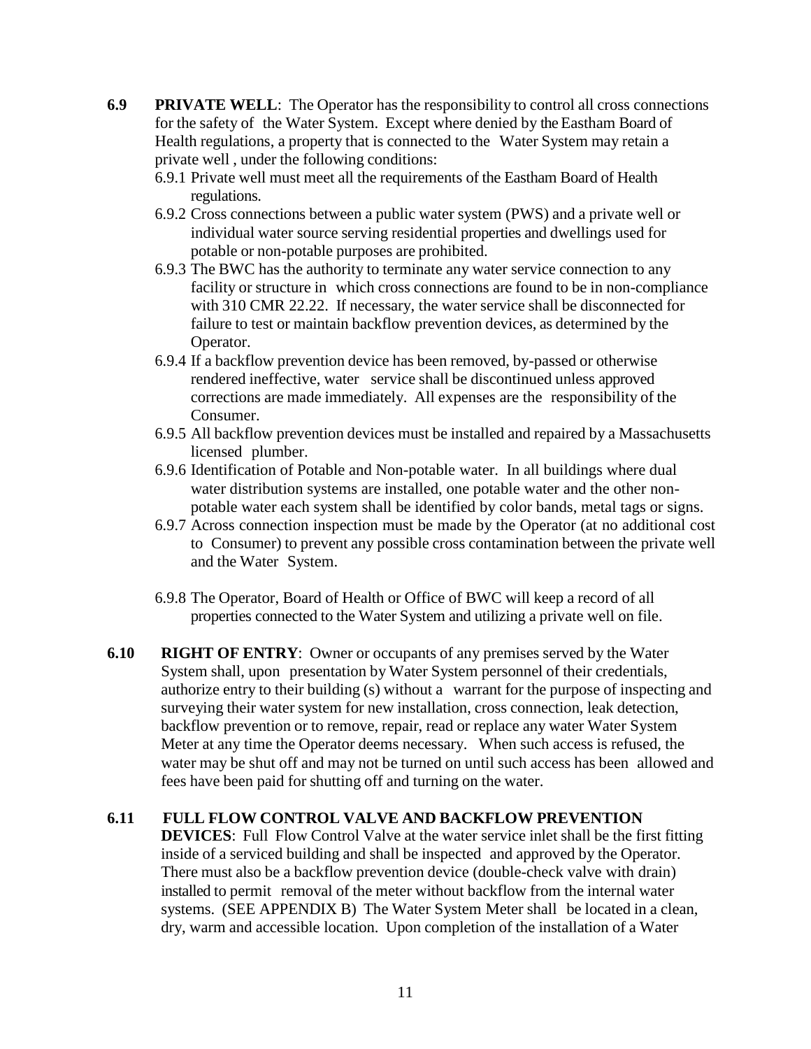**6.9 PRIVATE WELL**: The Operator has the responsibility to control all cross connections for the safety of the Water System. Except where denied by the Eastham Board of Health regulations, a property that is connected to the Water System may retain a private well , under the following conditions:

6.9.1 Private well must meet all the requirements of the Eastham Board of Health regulations.

6.9.2 Cross connections between a public water system (PWS) and a private well or individual water source serving residential properties and dwellings used for potable or non-potable purposes are prohibited.

6.9.3 The BWC has the authority to terminate any water service connection to any facility or structure in which cross connections are found to be in non-compliance with 310 CMR 22.22. If necessary, the water service shall be disconnected for failure to test or maintain backflow prevention devices, as determined by the Operator.

6.9.4 If a backflow prevention device has been removed, by-passed or otherwise rendered ineffective, water service shall be discontinued unless approved corrections are made immediately. All expenses are the responsibility of the Consumer.

6.9.5 All backflow prevention devices must be installed and repaired by a Massachusetts licensed plumber.

6.9.6 Identification of Potable and Non-potable water. In all buildings where dual water distribution systems are installed, one potable water and the other non-potable water each system shall be identified by color bands, metal tags or signs.

6.9.7 Across connection inspection must be made by the Operator (at no additional cost to Consumer) to prevent any possible cross contamination between the private well and the Water System.

6.9.8 The Operator, Board of Health or Office of BWC will keep a record of all properties connected to the Water System and utilizing a private well on file.

**6.10 RIGHT OF ENTRY**: Owner or occupants of any premises served by the Water System shall, upon presentation by Water System personnel of their credentials, authorize entry to their building (s) without a warrant for the purpose of inspecting and surveying their water system for new installation, cross connection, leak detection, backflow prevention or to remove, repair, read or replace any water Water System Meter at any time the Operator deems necessary. When such access is refused, the water may be shut off and may not be turned on until such access has been allowed and fees have been paid for shutting off and turning on the water.

**6.11 FULL FLOW CONTROL VALVE AND BACKFLOW PREVENTION DEVICES**: Full Flow Control Valve at the water service inlet shall be the first fitting inside of a serviced building and shall be inspected and approved by the Operator. There must also be a backflow prevention device (double-check valve with drain) installed to permit removal of the meter without backflow from the internal water systems. (SEE APPENDIX B) The Water System Meter shall be located in a clean, dry, warm and accessible location. Upon completion of the installation of a Water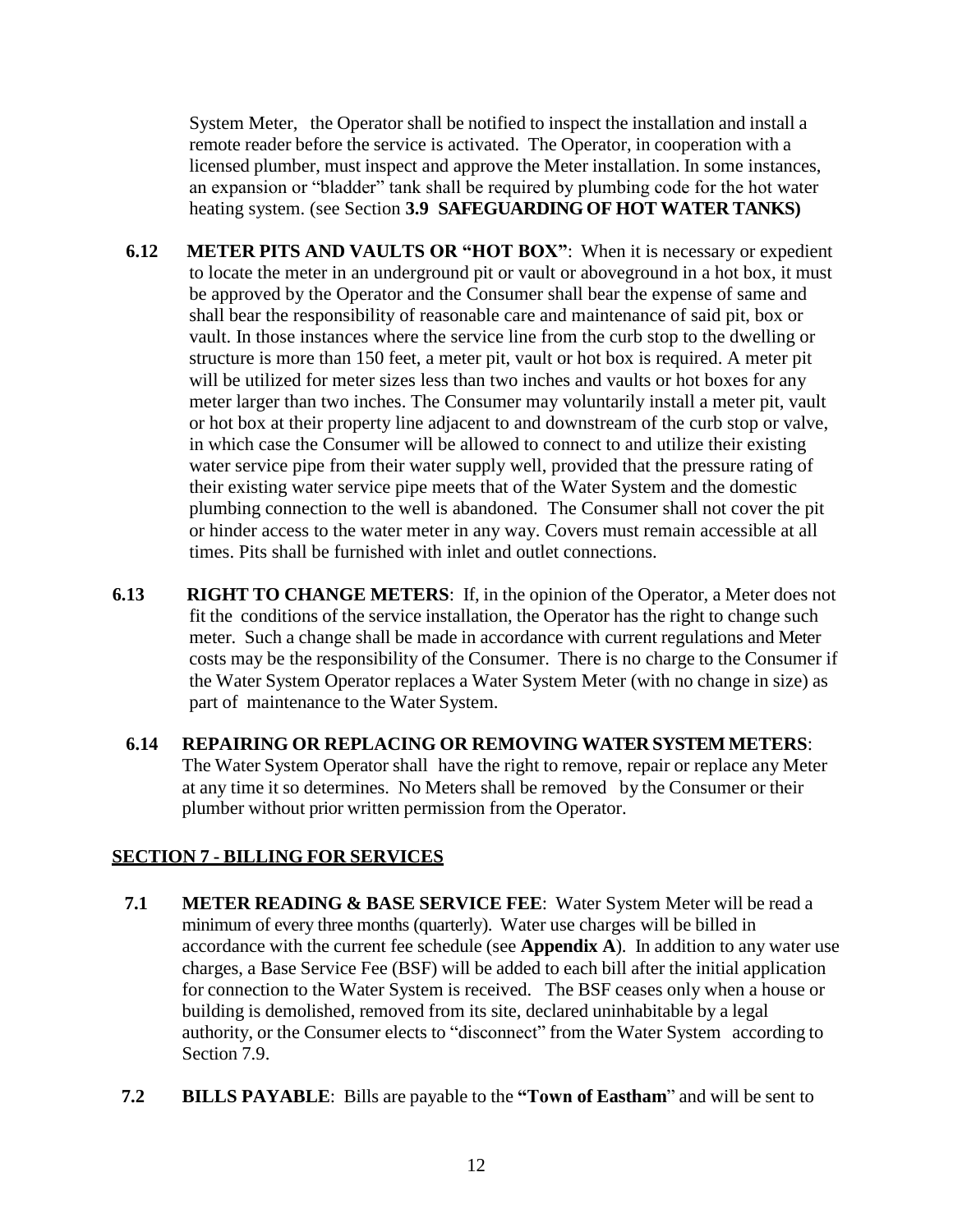System Meter, the Operator shall be notified to inspect the installation and install a remote reader before the service is activated. The Operator, in cooperation with a licensed plumber, must inspect and approve the Meter installation. In some instances, an expansion or "bladder" tank shall be required by plumbing code for the hot water heating system. (see Section **3.9 SAFEGUARDING OF HOT WATER TANKS)**

**6.12 METER PITS AND VAULTS OR "HOT BOX"**: When it is necessary or expedient to locate the meter in an underground pit or vault or aboveground in a hot box, it must be approved by the Operator and the Consumer shall bear the expense of same and shall bear the responsibility of reasonable care and maintenance of said pit, box or vault. In those instances where the service line from the curb stop to the dwelling or structure is more than 150 feet, a meter pit, vault or hot box is required. A meter pit will be utilized for meter sizes less than two inches and vaults or hot boxes for any meter larger than two inches. The Consumer may voluntarily install a meter pit, vault or hot box at their property line adjacent to and downstream of the curb stop or valve, in which case the Consumer will be allowed to connect to and utilize their existing water service pipe from their water supply well, provided that the pressure rating of their existing water service pipe meets that of the Water System and the domestic plumbing connection to the well is abandoned. The Consumer shall not cover the pit or hinder access to the water meter in any way. Covers must remain accessible at all times. Pits shall be furnished with inlet and outlet connections.

**6.13 RIGHT TO CHANGE METERS**: If, in the opinion of the Operator, a Meter does not fit the conditions of the service installation, the Operator has the right to change such meter. Such a change shall be made in accordance with current regulations and Meter costs may be the responsibility of the Consumer. There is no charge to the Consumer if the Water System Operator replaces a Water System Meter (with no change in size) as part of maintenance to the Water System.

**6.14 REPAIRING OR REPLACING OR REMOVING WATER SYSTEM METERS**: The Water System Operator shall have the right to remove, repair or replace any Meter at any time it so determines. No Meters shall be removed by the Consumer or their plumber without prior written permission from the Operator.

## SECTION 7 - BILLING FOR SERVICES

**7.1 METER READING & BASE SERVICE FEE**: Water System Meter will be read a minimum of every three months (quarterly). Water use charges will be billed in accordance with the current fee schedule (see **Appendix A**). In addition to any water use charges, a Base Service Fee (BSF) will be added to each bill after the initial application for connection to the Water System is received. The BSF ceases only when a house or building is demolished, removed from its site, declared uninhabitable by a legal authority, or the Consumer elects to "disconnect" from the Water System according to Section 7.9.

**7.2 BILLS PAYABLE**: Bills are payable to the **"Town of Eastham**" and will be sent to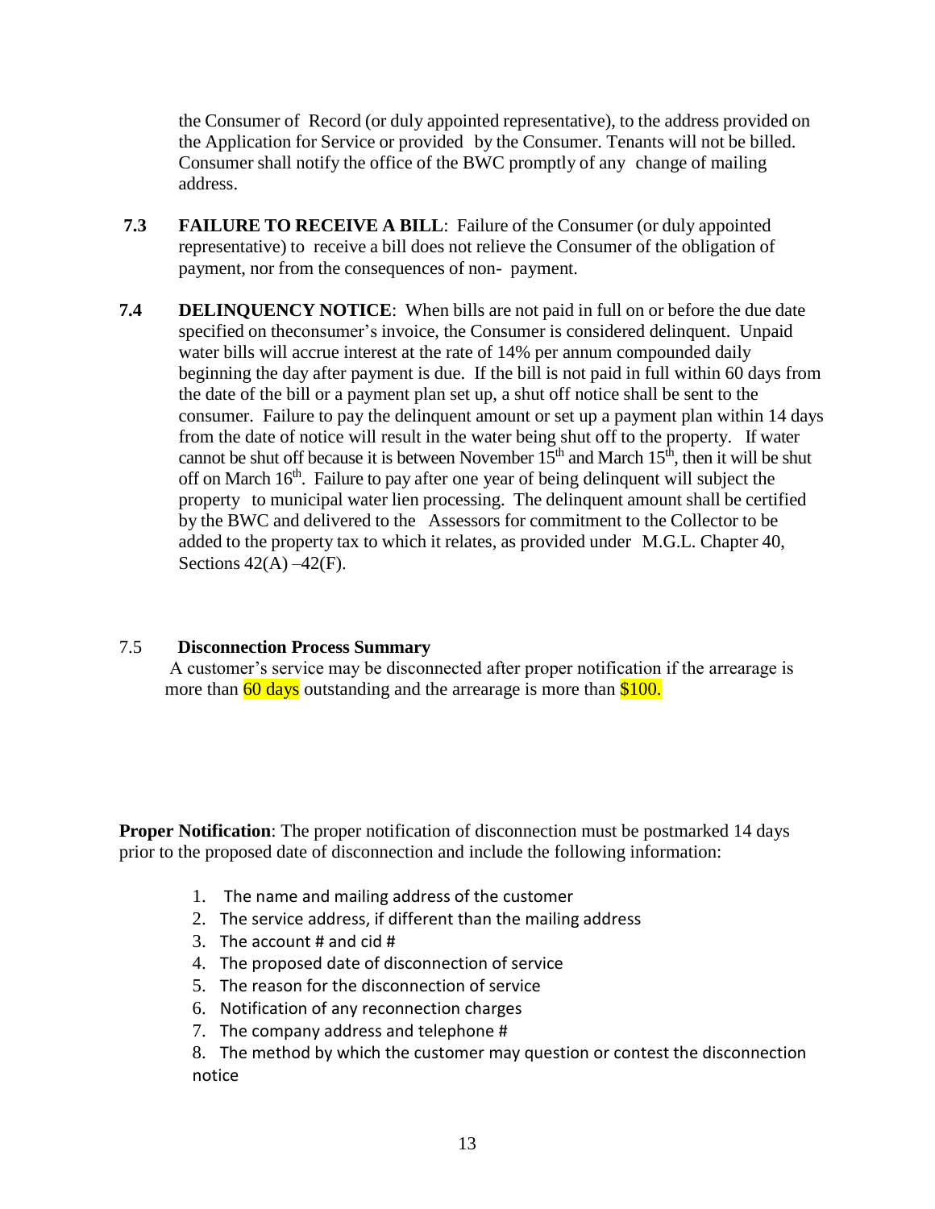the Consumer of Record (or duly appointed representative), to the address provided on the Application for Service or provided by the Consumer. Tenants will not be billed. Consumer shall notify the office of the BWC promptly of any change of mailing address.

**7.3** **FAILURE TO RECEIVE A BILL**: Failure of the Consumer (or duly appointed representative) to receive a bill does not relieve the Consumer of the obligation of payment, nor from the consequences of non- payment.

**7.4** **DELINQUENCY NOTICE**: When bills are not paid in full on or before the due date specified on theconsumer's invoice, the Consumer is considered delinquent. Unpaid water bills will accrue interest at the rate of 14% per annum compounded daily beginning the day after payment is due. If the bill is not paid in full within 60 days from the date of the bill or a payment plan set up, a shut off notice shall be sent to the consumer. Failure to pay the delinquent amount or set up a payment plan within 14 days from the date of notice will result in the water being shut off to the property. If water cannot be shut off because it is between November 15th and March 15th, then it will be shut off on March 16th. Failure to pay after one year of being delinquent will subject the property to municipal water lien processing. The delinquent amount shall be certified by the BWC and delivered to the Assessors for commitment to the Collector to be added to the property tax to which it relates, as provided under M.G.L. Chapter 40, Sections 42(A) –42(F).

7.5 **Disconnection Process Summary**

A customer's service may be disconnected after proper notification if the arrearage is more than 60 days outstanding and the arrearage is more than $100.

**Proper Notification**: The proper notification of disconnection must be postmarked 14 days prior to the proposed date of disconnection and include the following information:

1. The name and mailing address of the customer
2. The service address, if different than the mailing address
3. The account # and cid #
4. The proposed date of disconnection of service
5. The reason for the disconnection of service
6. Notification of any reconnection charges
7. The company address and telephone #
8. The method by which the customer may question or contest the disconnection notice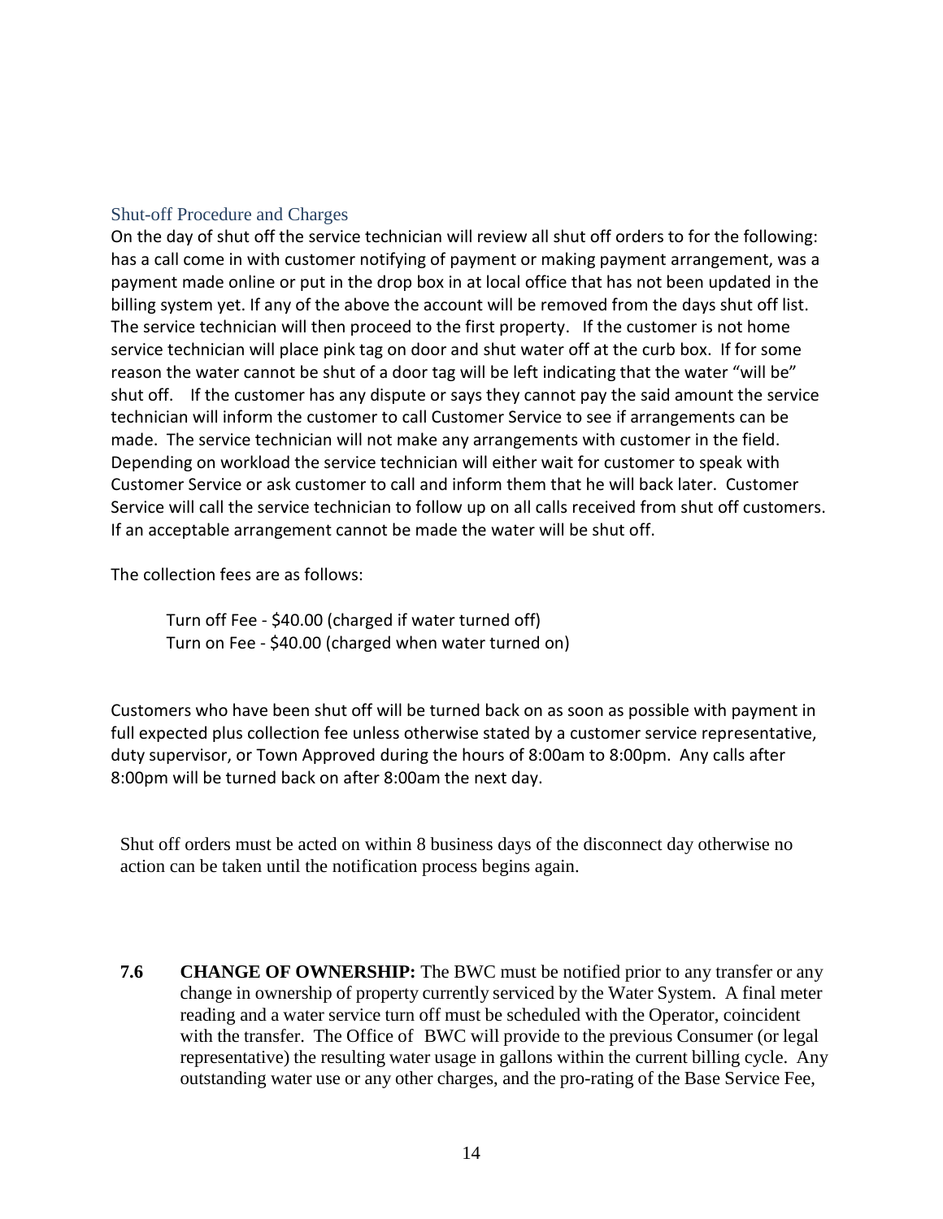## Shut-off Procedure and Charges

On the day of shut off the service technician will review all shut off orders to for the following: has a call come in with customer notifying of payment or making payment arrangement, was a payment made online or put in the drop box in at local office that has not been updated in the billing system yet. If any of the above the account will be removed from the days shut off list. The service technician will then proceed to the first property. If the customer is not home service technician will place pink tag on door and shut water off at the curb box. If for some reason the water cannot be shut of a door tag will be left indicating that the water "will be" shut off. If the customer has any dispute or says they cannot pay the said amount the service technician will inform the customer to call Customer Service to see if arrangements can be made. The service technician will not make any arrangements with customer in the field. Depending on workload the service technician will either wait for customer to speak with Customer Service or ask customer to call and inform them that he will back later. Customer Service will call the service technician to follow up on all calls received from shut off customers. If an acceptable arrangement cannot be made the water will be shut off.

The collection fees are as follows:

Turn off Fee - $40.00 (charged if water turned off)
Turn on Fee - $40.00 (charged when water turned on)

Customers who have been shut off will be turned back on as soon as possible with payment in full expected plus collection fee unless otherwise stated by a customer service representative, duty supervisor, or Town Approved during the hours of 8:00am to 8:00pm. Any calls after 8:00pm will be turned back on after 8:00am the next day.

Shut off orders must be acted on within 8 business days of the disconnect day otherwise no action can be taken until the notification process begins again.

**7.6 CHANGE OF OWNERSHIP:** The BWC must be notified prior to any transfer or any change in ownership of property currently serviced by the Water System. A final meter reading and a water service turn off must be scheduled with the Operator, coincident with the transfer. The Office of BWC will provide to the previous Consumer (or legal representative) the resulting water usage in gallons within the current billing cycle. Any outstanding water use or any other charges, and the pro-rating of the Base Service Fee,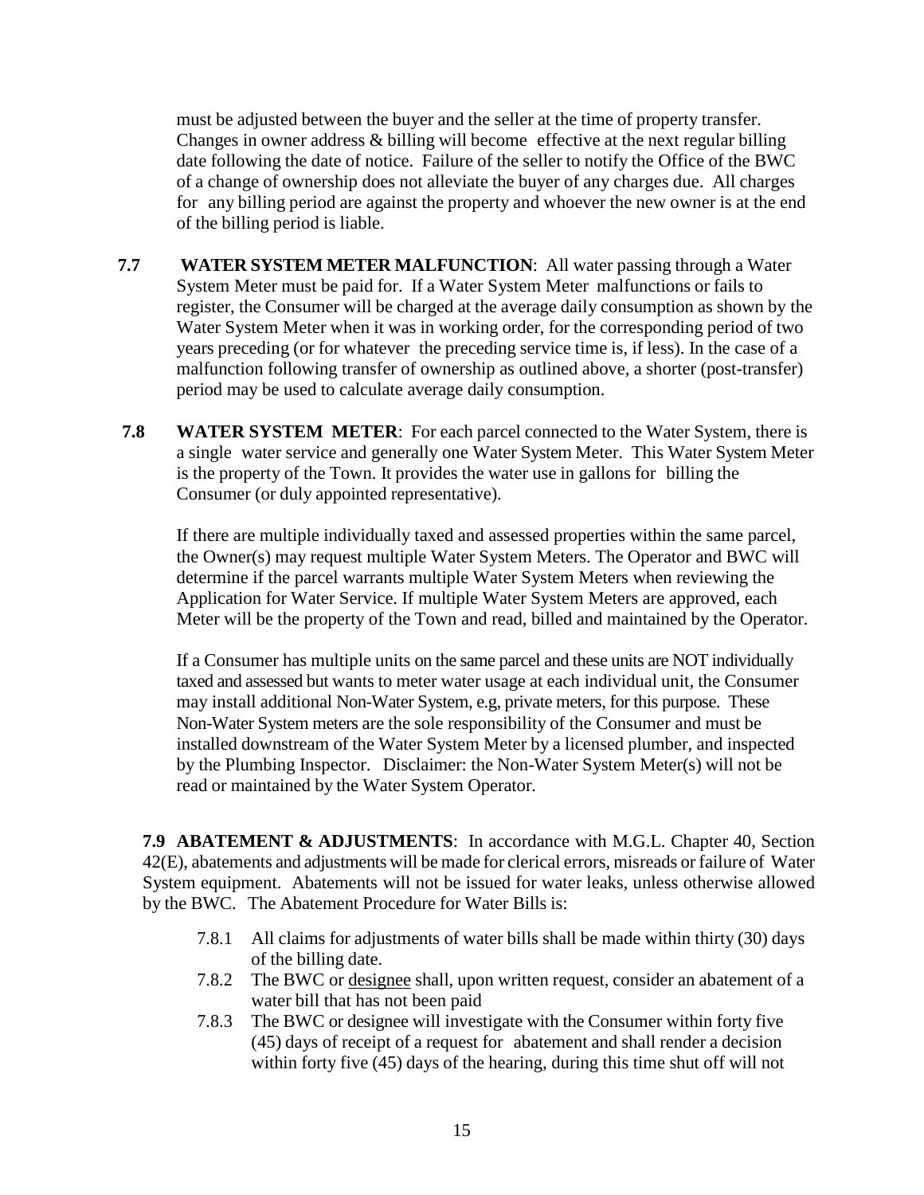must be adjusted between the buyer and the seller at the time of property transfer. Changes in owner address & billing will become effective at the next regular billing date following the date of notice. Failure of the seller to notify the Office of the BWC of a change of ownership does not alleviate the buyer of any charges due. All charges for any billing period are against the property and whoever the new owner is at the end of the billing period is liable.

**7.7 WATER SYSTEM METER MALFUNCTION**: All water passing through a Water System Meter must be paid for. If a Water System Meter malfunctions or fails to register, the Consumer will be charged at the average daily consumption as shown by the Water System Meter when it was in working order, for the corresponding period of two years preceding (or for whatever the preceding service time is, if less). In the case of a malfunction following transfer of ownership as outlined above, a shorter (post-transfer) period may be used to calculate average daily consumption.

**7.8 WATER SYSTEM METER**: For each parcel connected to the Water System, there is a single water service and generally one Water System Meter. This Water System Meter is the property of the Town. It provides the water use in gallons for billing the Consumer (or duly appointed representative).

If there are multiple individually taxed and assessed properties within the same parcel, the Owner(s) may request multiple Water System Meters. The Operator and BWC will determine if the parcel warrants multiple Water System Meters when reviewing the Application for Water Service. If multiple Water System Meters are approved, each Meter will be the property of the Town and read, billed and maintained by the Operator.

If a Consumer has multiple units on the same parcel and these units are NOT individually taxed and assessed but wants to meter water usage at each individual unit, the Consumer may install additional Non-Water System, e.g, private meters, for this purpose. These Non-Water System meters are the sole responsibility of the Consumer and must be installed downstream of the Water System Meter by a licensed plumber, and inspected by the Plumbing Inspector. Disclaimer: the Non-Water System Meter(s) will not be read or maintained by the Water System Operator.

**7.9 ABATEMENT & ADJUSTMENTS**: In accordance with M.G.L. Chapter 40, Section 42(E), abatements and adjustments will be made for clerical errors, misreads or failure of Water System equipment. Abatements will not be issued for water leaks, unless otherwise allowed by the BWC. The Abatement Procedure for Water Bills is:

7.8.1 All claims for adjustments of water bills shall be made within thirty (30) days of the billing date.

7.8.2 The BWC or designee shall, upon written request, consider an abatement of a water bill that has not been paid

7.8.3 The BWC or designee will investigate with the Consumer within forty five (45) days of receipt of a request for abatement and shall render a decision within forty five (45) days of the hearing, during this time shut off will not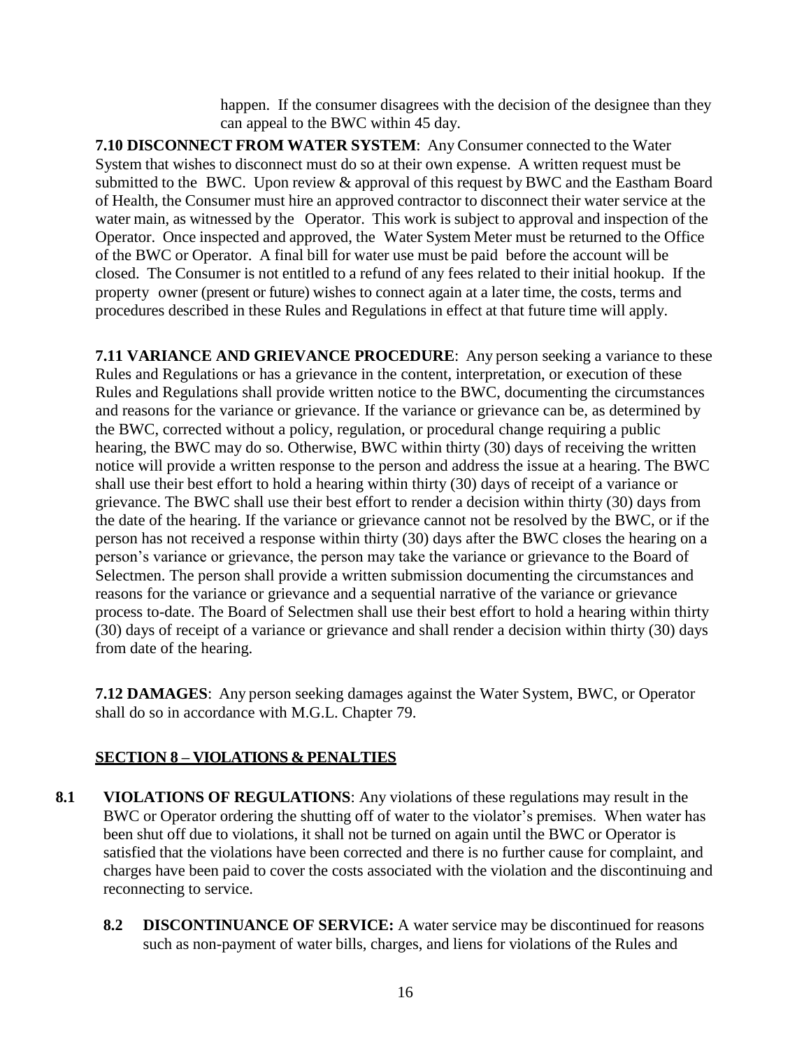happen. If the consumer disagrees with the decision of the designee than they can appeal to the BWC within 45 day.

**7.10 DISCONNECT FROM WATER SYSTEM**: Any Consumer connected to the Water System that wishes to disconnect must do so at their own expense. A written request must be submitted to the BWC. Upon review & approval of this request by BWC and the Eastham Board of Health, the Consumer must hire an approved contractor to disconnect their water service at the water main, as witnessed by the Operator. This work is subject to approval and inspection of the Operator. Once inspected and approved, the Water System Meter must be returned to the Office of the BWC or Operator. A final bill for water use must be paid before the account will be closed. The Consumer is not entitled to a refund of any fees related to their initial hookup. If the property owner (present or future) wishes to connect again at a later time, the costs, terms and procedures described in these Rules and Regulations in effect at that future time will apply.

**7.11 VARIANCE AND GRIEVANCE PROCEDURE**: Any person seeking a variance to these Rules and Regulations or has a grievance in the content, interpretation, or execution of these Rules and Regulations shall provide written notice to the BWC, documenting the circumstances and reasons for the variance or grievance. If the variance or grievance can be, as determined by the BWC, corrected without a policy, regulation, or procedural change requiring a public hearing, the BWC may do so. Otherwise, BWC within thirty (30) days of receiving the written notice will provide a written response to the person and address the issue at a hearing. The BWC shall use their best effort to hold a hearing within thirty (30) days of receipt of a variance or grievance. The BWC shall use their best effort to render a decision within thirty (30) days from the date of the hearing. If the variance or grievance cannot not be resolved by the BWC, or if the person has not received a response within thirty (30) days after the BWC closes the hearing on a person's variance or grievance, the person may take the variance or grievance to the Board of Selectmen. The person shall provide a written submission documenting the circumstances and reasons for the variance or grievance and a sequential narrative of the variance or grievance process to-date. The Board of Selectmen shall use their best effort to hold a hearing within thirty (30) days of receipt of a variance or grievance and shall render a decision within thirty (30) days from date of the hearing.

**7.12 DAMAGES**: Any person seeking damages against the Water System, BWC, or Operator shall do so in accordance with M.G.L. Chapter 79.

## SECTION 8 – VIOLATIONS & PENALTIES

**8.1 VIOLATIONS OF REGULATIONS**: Any violations of these regulations may result in the BWC or Operator ordering the shutting off of water to the violator's premises. When water has been shut off due to violations, it shall not be turned on again until the BWC or Operator is satisfied that the violations have been corrected and there is no further cause for complaint, and charges have been paid to cover the costs associated with the violation and the discontinuing and reconnecting to service.

**8.2 DISCONTINUANCE OF SERVICE:** A water service may be discontinued for reasons such as non-payment of water bills, charges, and liens for violations of the Rules and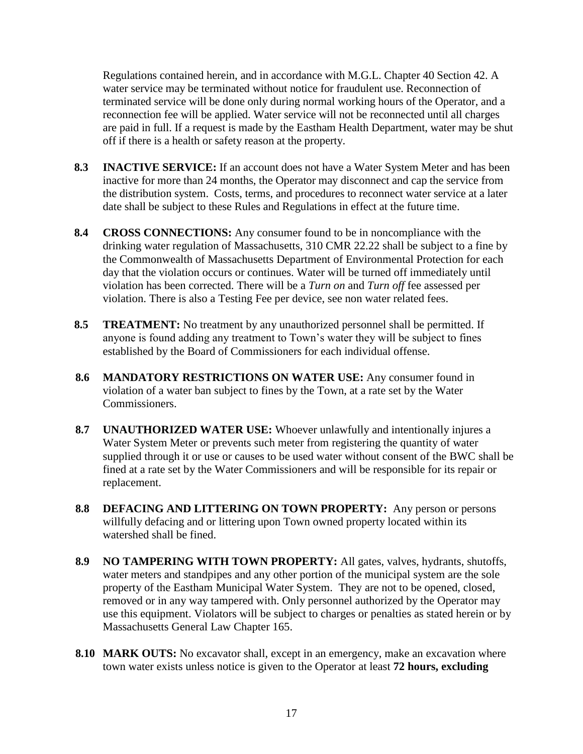Regulations contained herein, and in accordance with M.G.L. Chapter 40 Section 42. A water service may be terminated without notice for fraudulent use. Reconnection of terminated service will be done only during normal working hours of the Operator, and a reconnection fee will be applied. Water service will not be reconnected until all charges are paid in full. If a request is made by the Eastham Health Department, water may be shut off if there is a health or safety reason at the property.

**8.3 INACTIVE SERVICE:** If an account does not have a Water System Meter and has been inactive for more than 24 months, the Operator may disconnect and cap the service from the distribution system. Costs, terms, and procedures to reconnect water service at a later date shall be subject to these Rules and Regulations in effect at the future time.

**8.4 CROSS CONNECTIONS:** Any consumer found to be in noncompliance with the drinking water regulation of Massachusetts, 310 CMR 22.22 shall be subject to a fine by the Commonwealth of Massachusetts Department of Environmental Protection for each day that the violation occurs or continues. Water will be turned off immediately until violation has been corrected. There will be a *Turn on* and *Turn off* fee assessed per violation. There is also a Testing Fee per device, see non water related fees.

**8.5 TREATMENT:** No treatment by any unauthorized personnel shall be permitted. If anyone is found adding any treatment to Town's water they will be subject to fines established by the Board of Commissioners for each individual offense.

**8.6 MANDATORY RESTRICTIONS ON WATER USE:** Any consumer found in violation of a water ban subject to fines by the Town, at a rate set by the Water Commissioners.

**8.7 UNAUTHORIZED WATER USE:** Whoever unlawfully and intentionally injures a Water System Meter or prevents such meter from registering the quantity of water supplied through it or use or causes to be used water without consent of the BWC shall be fined at a rate set by the Water Commissioners and will be responsible for its repair or replacement.

**8.8 DEFACING AND LITTERING ON TOWN PROPERTY:** Any person or persons willfully defacing and or littering upon Town owned property located within its watershed shall be fined.

**8.9 NO TAMPERING WITH TOWN PROPERTY:** All gates, valves, hydrants, shutoffs, water meters and standpipes and any other portion of the municipal system are the sole property of the Eastham Municipal Water System. They are not to be opened, closed, removed or in any way tampered with. Only personnel authorized by the Operator may use this equipment. Violators will be subject to charges or penalties as stated herein or by Massachusetts General Law Chapter 165.

**8.10 MARK OUTS:** No excavator shall, except in an emergency, make an excavation where town water exists unless notice is given to the Operator at least **72 hours, excluding**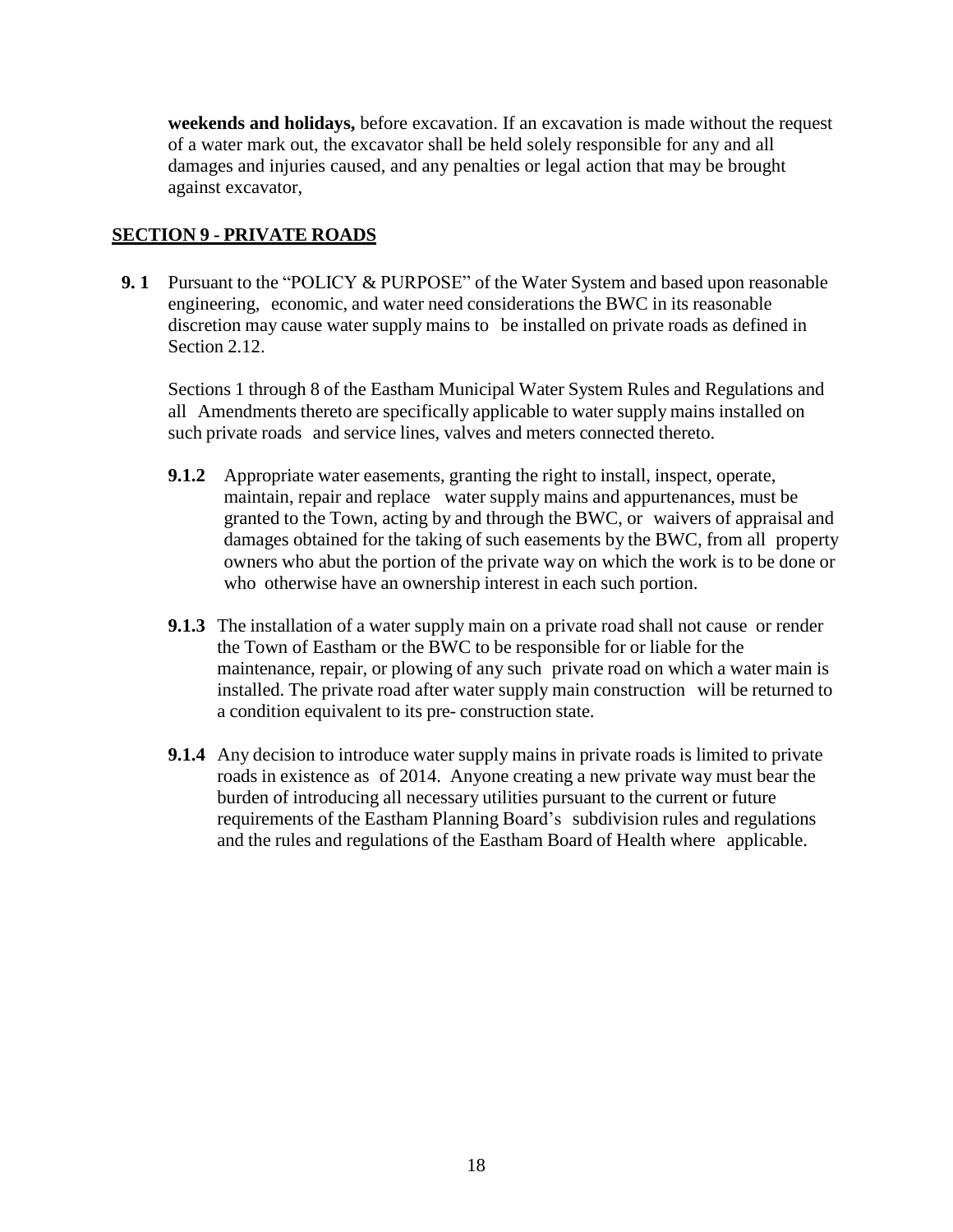**weekends and holidays,** before excavation. If an excavation is made without the request of a water mark out, the excavator shall be held solely responsible for any and all damages and injuries caused, and any penalties or legal action that may be brought against excavator,

## SECTION 9 - PRIVATE ROADS

**9. 1** Pursuant to the "POLICY & PURPOSE" of the Water System and based upon reasonable engineering, economic, and water need considerations the BWC in its reasonable discretion may cause water supply mains to be installed on private roads as defined in Section 2.12.

Sections 1 through 8 of the Eastham Municipal Water System Rules and Regulations and all Amendments thereto are specifically applicable to water supply mains installed on such private roads and service lines, valves and meters connected thereto.

**9.1.2** Appropriate water easements, granting the right to install, inspect, operate, maintain, repair and replace water supply mains and appurtenances, must be granted to the Town, acting by and through the BWC, or waivers of appraisal and damages obtained for the taking of such easements by the BWC, from all property owners who abut the portion of the private way on which the work is to be done or who otherwise have an ownership interest in each such portion.

**9.1.3** The installation of a water supply main on a private road shall not cause or render the Town of Eastham or the BWC to be responsible for or liable for the maintenance, repair, or plowing of any such private road on which a water main is installed. The private road after water supply main construction will be returned to a condition equivalent to its pre- construction state.

**9.1.4** Any decision to introduce water supply mains in private roads is limited to private roads in existence as of 2014. Anyone creating a new private way must bear the burden of introducing all necessary utilities pursuant to the current or future requirements of the Eastham Planning Board's subdivision rules and regulations and the rules and regulations of the Eastham Board of Health where applicable.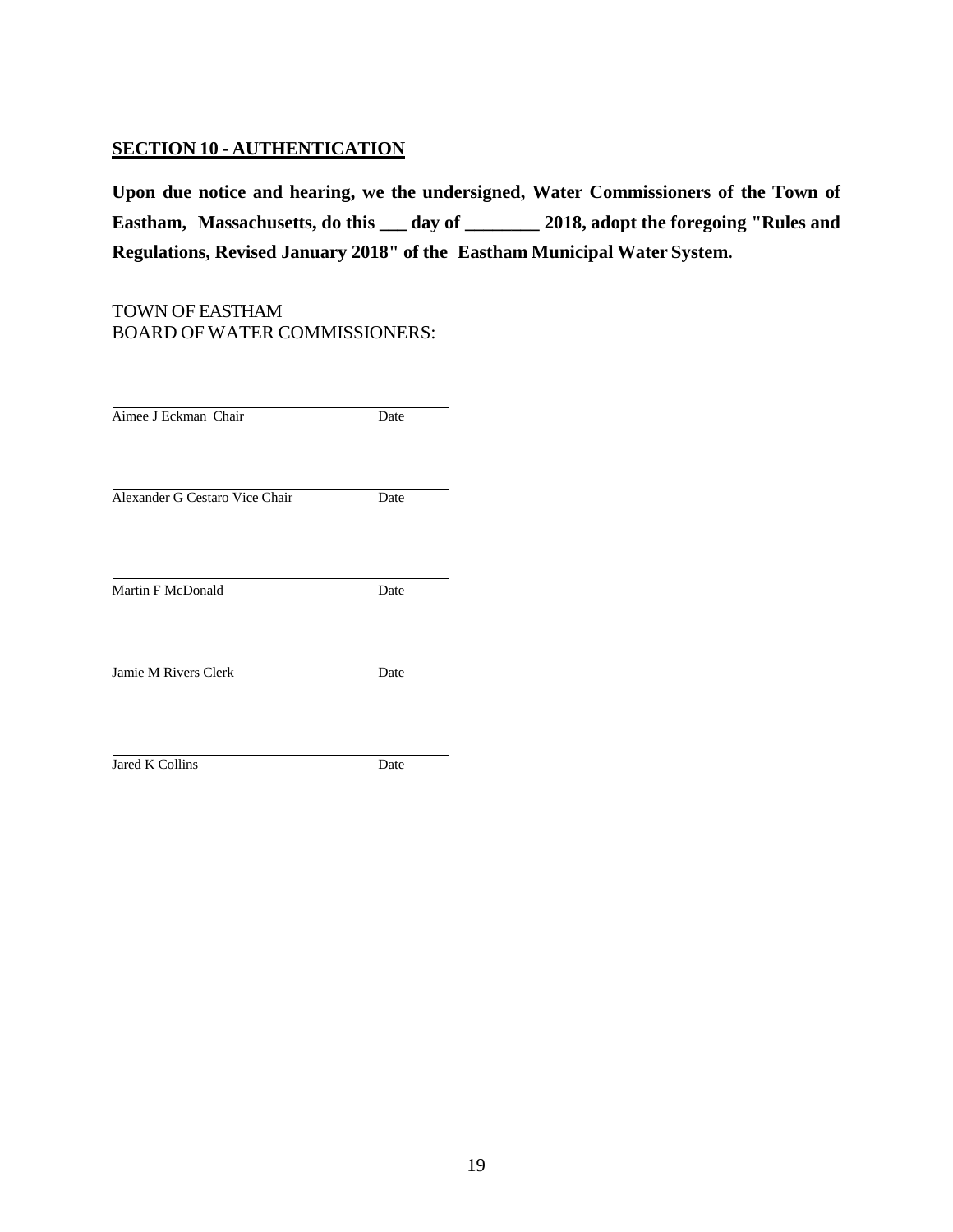## SECTION 10 - AUTHENTICATION

**Upon due notice and hearing, we the undersigned, Water Commissioners of the Town of Eastham, Massachusetts, do this ___ day of ________ 2018, adopt the foregoing "Rules and Regulations, Revised January 2018" of the Eastham Municipal Water System.**

TOWN OF EASTHAM
BOARD OF WATER COMMISSIONERS:

______________________________________
Aimee J Eckman Chair                    Date

______________________________________
Alexander G Cestaro Vice Chair          Date

______________________________________
Martin F McDonald                       Date

______________________________________
Jamie M Rivers Clerk                    Date

______________________________________
Jared K Collins                         Date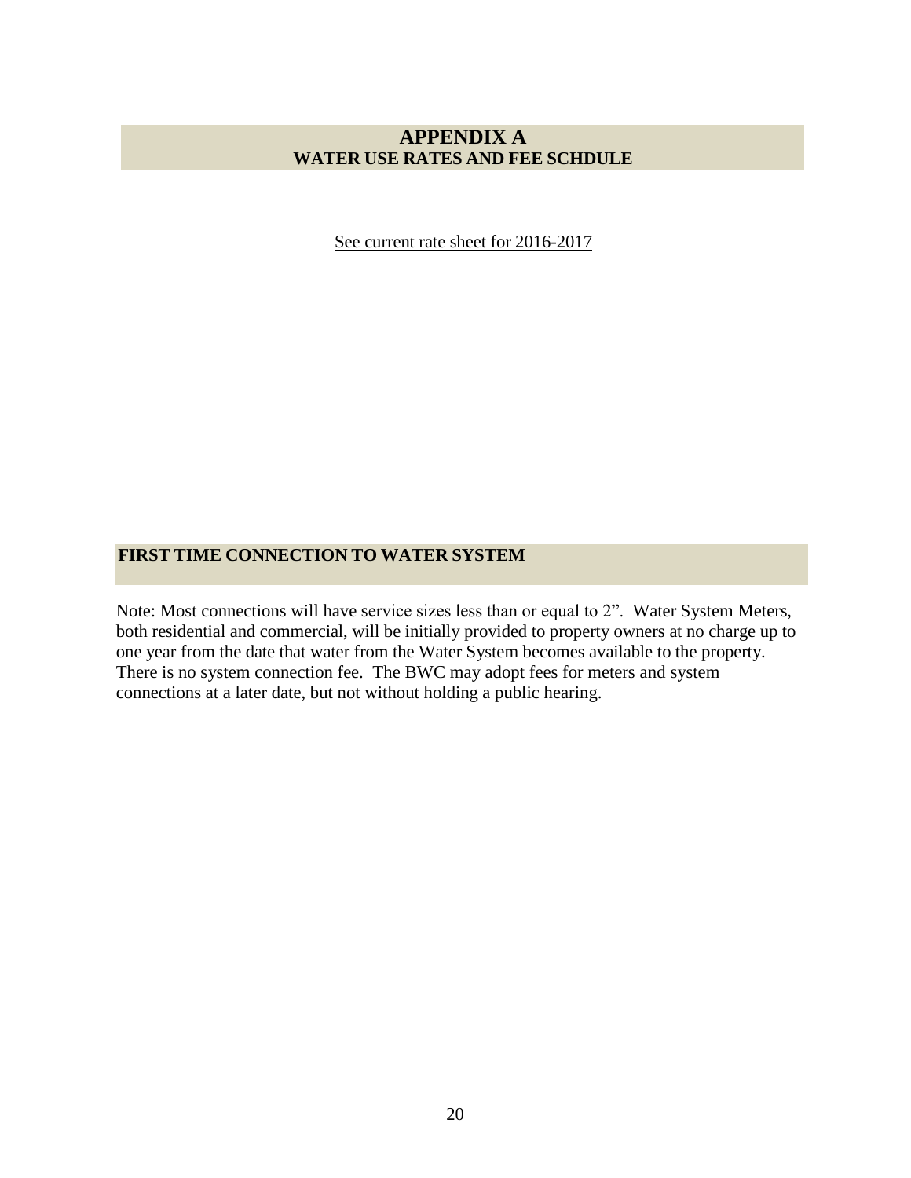# APPENDIX A
## WATER USE RATES AND FEE SCHDULE

<u>See current rate sheet for 2016-2017</u>

## FIRST TIME CONNECTION TO WATER SYSTEM

Note: Most connections will have service sizes less than or equal to 2". Water System Meters, both residential and commercial, will be initially provided to property owners at no charge up to one year from the date that water from the Water System becomes available to the property. There is no system connection fee. The BWC may adopt fees for meters and system connections at a later date, but not without holding a public hearing.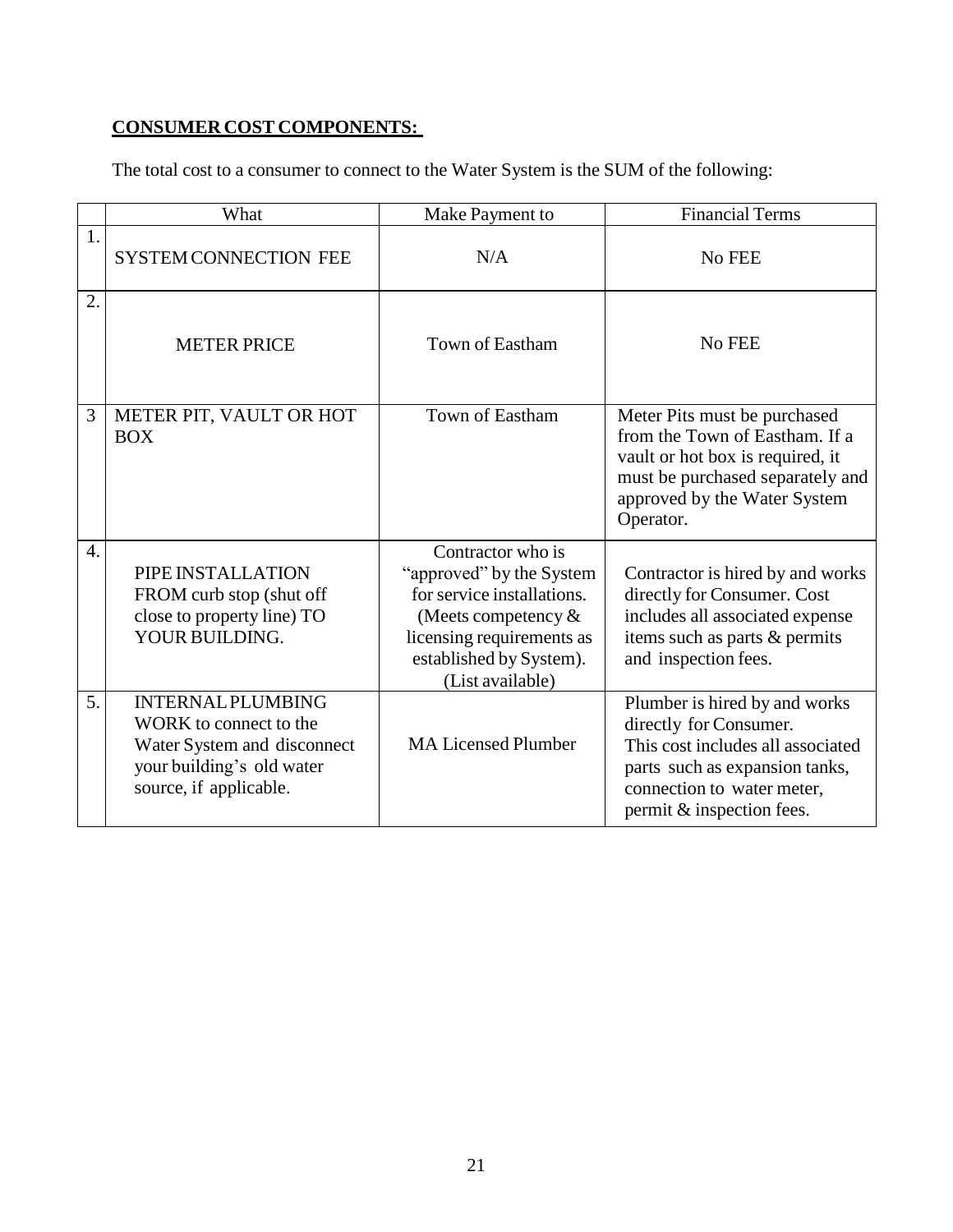**CONSUMER COST COMPONENTS:**

The total cost to a consumer to connect to the Water System is the SUM of the following:

| | What | Make Payment to | Financial Terms |
|---|---|---|---|
| 1. | SYSTEM CONNECTION FEE | N/A | No FEE |
| 2. | METER PRICE | Town of Eastham | No FEE |
| 3 | METER PIT, VAULT OR HOT BOX | Town of Eastham | Meter Pits must be purchased from the Town of Eastham. If a vault or hot box is required, it must be purchased separately and approved by the Water System Operator. |
| 4. | PIPE INSTALLATION FROM curb stop (shut off close to property line) TO YOUR BUILDING. | Contractor who is "approved" by the System for service installations. (Meets competency & licensing requirements as established by System). (List available) | Contractor is hired by and works directly for Consumer. Cost includes all associated expense items such as parts & permits and inspection fees. |
| 5. | INTERNAL PLUMBING WORK to connect to the Water System and disconnect your building's old water source, if applicable. | MA Licensed Plumber | Plumber is hired by and works directly for Consumer. This cost includes all associated parts such as expansion tanks, connection to water meter, permit & inspection fees. |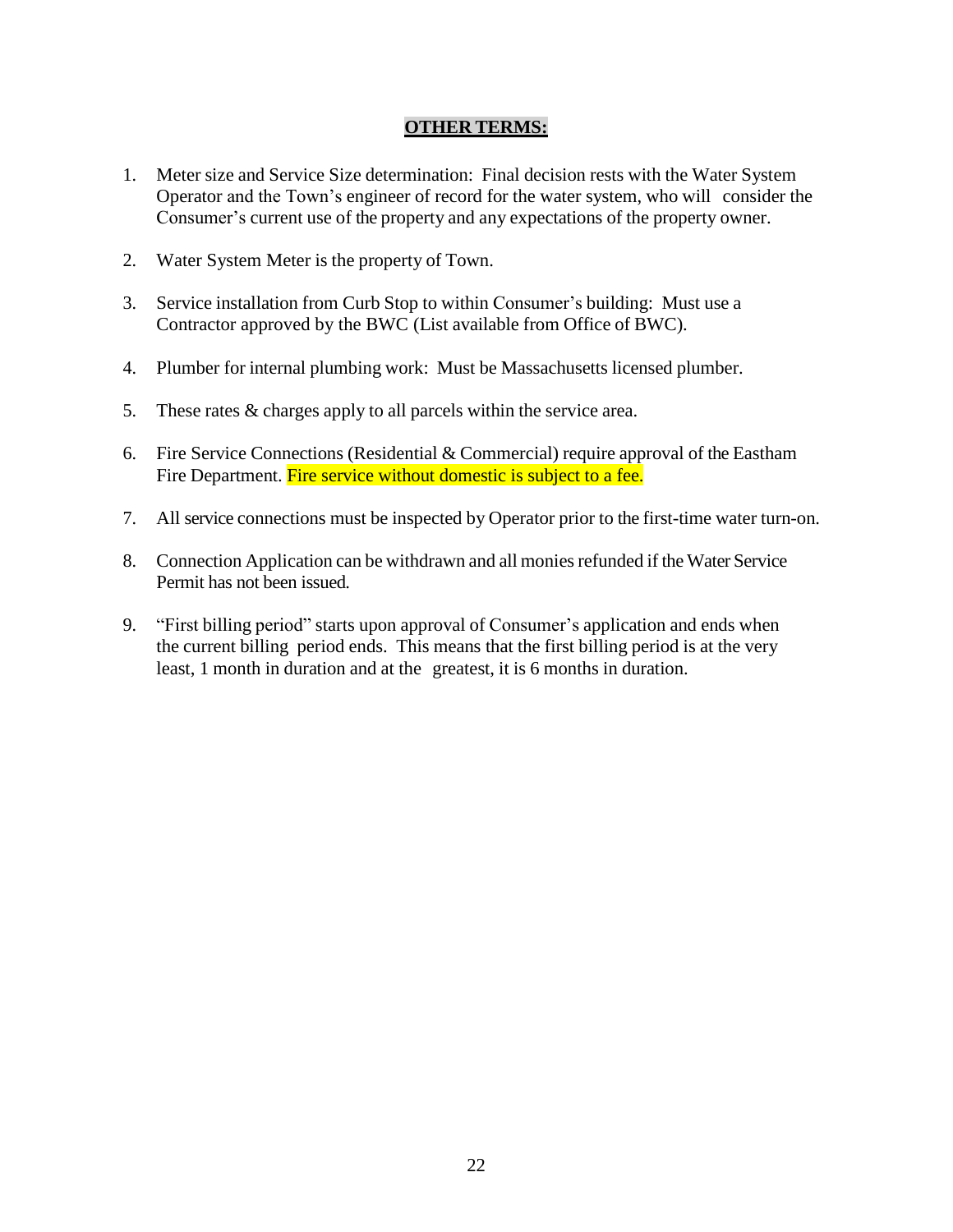## **OTHER TERMS:**

1. Meter size and Service Size determination: Final decision rests with the Water System Operator and the Town's engineer of record for the water system, who will consider the Consumer's current use of the property and any expectations of the property owner.

2. Water System Meter is the property of Town.

3. Service installation from Curb Stop to within Consumer's building: Must use a Contractor approved by the BWC (List available from Office of BWC).

4. Plumber for internal plumbing work: Must be Massachusetts licensed plumber.

5. These rates & charges apply to all parcels within the service area.

6. Fire Service Connections (Residential & Commercial) require approval of the Eastham Fire Department. Fire service without domestic is subject to a fee.

7. All service connections must be inspected by Operator prior to the first-time water turn-on.

8. Connection Application can be withdrawn and all monies refunded if the Water Service Permit has not been issued.

9. "First billing period" starts upon approval of Consumer's application and ends when the current billing period ends. This means that the first billing period is at the very least, 1 month in duration and at the greatest, it is 6 months in duration.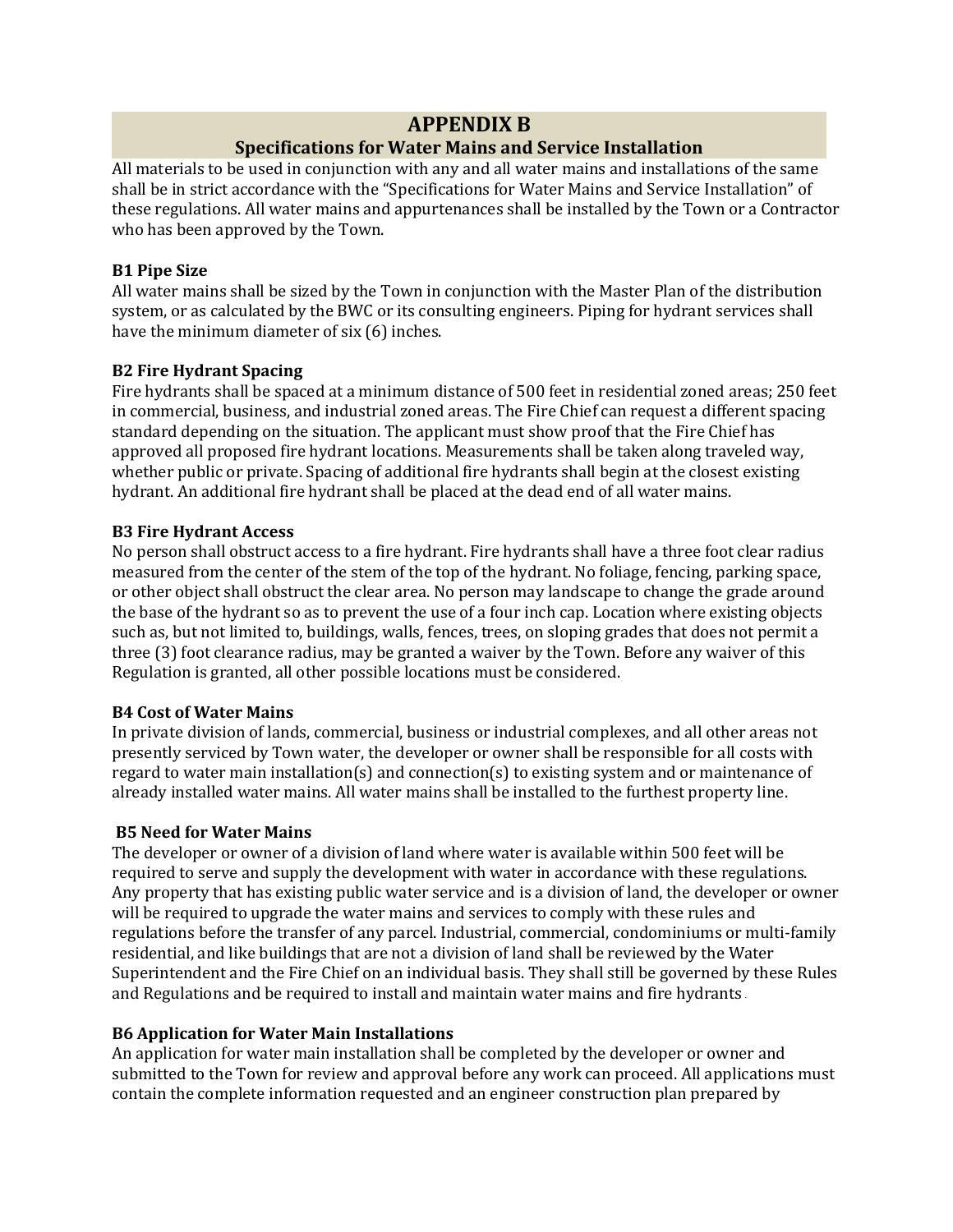# APPENDIX B

## Specifications for Water Mains and Service Installation

All materials to be used in conjunction with any and all water mains and installations of the same shall be in strict accordance with the "Specifications for Water Mains and Service Installation" of these regulations. All water mains and appurtenances shall be installed by the Town or a Contractor who has been approved by the Town.

**B1 Pipe Size**

All water mains shall be sized by the Town in conjunction with the Master Plan of the distribution system, or as calculated by the BWC or its consulting engineers. Piping for hydrant services shall have the minimum diameter of six (6) inches.

**B2 Fire Hydrant Spacing**

Fire hydrants shall be spaced at a minimum distance of 500 feet in residential zoned areas; 250 feet in commercial, business, and industrial zoned areas. The Fire Chief can request a different spacing standard depending on the situation. The applicant must show proof that the Fire Chief has approved all proposed fire hydrant locations. Measurements shall be taken along traveled way, whether public or private. Spacing of additional fire hydrants shall begin at the closest existing hydrant. An additional fire hydrant shall be placed at the dead end of all water mains.

**B3 Fire Hydrant Access**

No person shall obstruct access to a fire hydrant. Fire hydrants shall have a three foot clear radius measured from the center of the stem of the top of the hydrant. No foliage, fencing, parking space, or other object shall obstruct the clear area. No person may landscape to change the grade around the base of the hydrant so as to prevent the use of a four inch cap. Location where existing objects such as, but not limited to, buildings, walls, fences, trees, on sloping grades that does not permit a three (3) foot clearance radius, may be granted a waiver by the Town. Before any waiver of this Regulation is granted, all other possible locations must be considered.

**B4 Cost of Water Mains**

In private division of lands, commercial, business or industrial complexes, and all other areas not presently serviced by Town water, the developer or owner shall be responsible for all costs with regard to water main installation(s) and connection(s) to existing system and or maintenance of already installed water mains. All water mains shall be installed to the furthest property line.

**B5 Need for Water Mains**

The developer or owner of a division of land where water is available within 500 feet will be required to serve and supply the development with water in accordance with these regulations. Any property that has existing public water service and is a division of land, the developer or owner will be required to upgrade the water mains and services to comply with these rules and regulations before the transfer of any parcel. Industrial, commercial, condominiums or multi-family residential, and like buildings that are not a division of land shall be reviewed by the Water Superintendent and the Fire Chief on an individual basis. They shall still be governed by these Rules and Regulations and be required to install and maintain water mains and fire hydrants.

**B6 Application for Water Main Installations**

An application for water main installation shall be completed by the developer or owner and submitted to the Town for review and approval before any work can proceed. All applications must contain the complete information requested and an engineer construction plan prepared by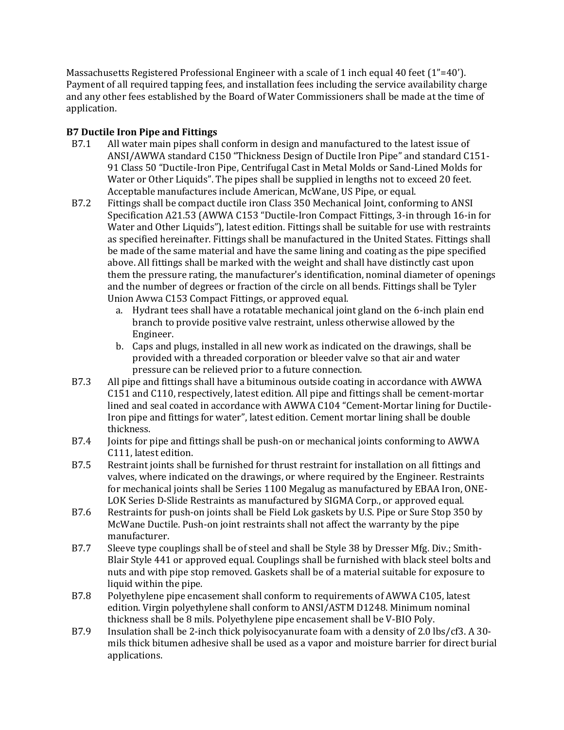Massachusetts Registered Professional Engineer with a scale of 1 inch equal 40 feet (1"=40'). Payment of all required tapping fees, and installation fees including the service availability charge and any other fees established by the Board of Water Commissioners shall be made at the time of application.

**B7 Ductile Iron Pipe and Fittings**

B7.1 All water main pipes shall conform in design and manufactured to the latest issue of ANSI/AWWA standard C150 "Thickness Design of Ductile Iron Pipe" and standard C151-91 Class 50 "Ductile-Iron Pipe, Centrifugal Cast in Metal Molds or Sand-Lined Molds for Water or Other Liquids". The pipes shall be supplied in lengths not to exceed 20 feet. Acceptable manufactures include American, McWane, US Pipe, or equal.

B7.2 Fittings shall be compact ductile iron Class 350 Mechanical Joint, conforming to ANSI Specification A21.53 (AWWA C153 "Ductile-Iron Compact Fittings, 3-in through 16-in for Water and Other Liquids"), latest edition. Fittings shall be suitable for use with restraints as specified hereinafter. Fittings shall be manufactured in the United States. Fittings shall be made of the same material and have the same lining and coating as the pipe specified above. All fittings shall be marked with the weight and shall have distinctly cast upon them the pressure rating, the manufacturer's identification, nominal diameter of openings and the number of degrees or fraction of the circle on all bends. Fittings shall be Tyler Union Awwa C153 Compact Fittings, or approved equal.

a. Hydrant tees shall have a rotatable mechanical joint gland on the 6-inch plain end branch to provide positive valve restraint, unless otherwise allowed by the Engineer.
b. Caps and plugs, installed in all new work as indicated on the drawings, shall be provided with a threaded corporation or bleeder valve so that air and water pressure can be relieved prior to a future connection.

B7.3 All pipe and fittings shall have a bituminous outside coating in accordance with AWWA C151 and C110, respectively, latest edition. All pipe and fittings shall be cement-mortar lined and seal coated in accordance with AWWA C104 "Cement-Mortar lining for Ductile-Iron pipe and fittings for water", latest edition. Cement mortar lining shall be double thickness.

B7.4 Joints for pipe and fittings shall be push-on or mechanical joints conforming to AWWA C111, latest edition.

B7.5 Restraint joints shall be furnished for thrust restraint for installation on all fittings and valves, where indicated on the drawings, or where required by the Engineer. Restraints for mechanical joints shall be Series 1100 Megalug as manufactured by EBAA Iron, ONE-LOK Series D-Slide Restraints as manufactured by SIGMA Corp., or approved equal.

B7.6 Restraints for push-on joints shall be Field Lok gaskets by U.S. Pipe or Sure Stop 350 by McWane Ductile. Push-on joint restraints shall not affect the warranty by the pipe manufacturer.

B7.7 Sleeve type couplings shall be of steel and shall be Style 38 by Dresser Mfg. Div.; Smith-Blair Style 441 or approved equal. Couplings shall be furnished with black steel bolts and nuts and with pipe stop removed. Gaskets shall be of a material suitable for exposure to liquid within the pipe.

B7.8 Polyethylene pipe encasement shall conform to requirements of AWWA C105, latest edition. Virgin polyethylene shall conform to ANSI/ASTM D1248. Minimum nominal thickness shall be 8 mils. Polyethylene pipe encasement shall be V-BIO Poly.

B7.9 Insulation shall be 2-inch thick polyisocyanurate foam with a density of 2.0 lbs/cf3. A 30-mils thick bitumen adhesive shall be used as a vapor and moisture barrier for direct burial applications.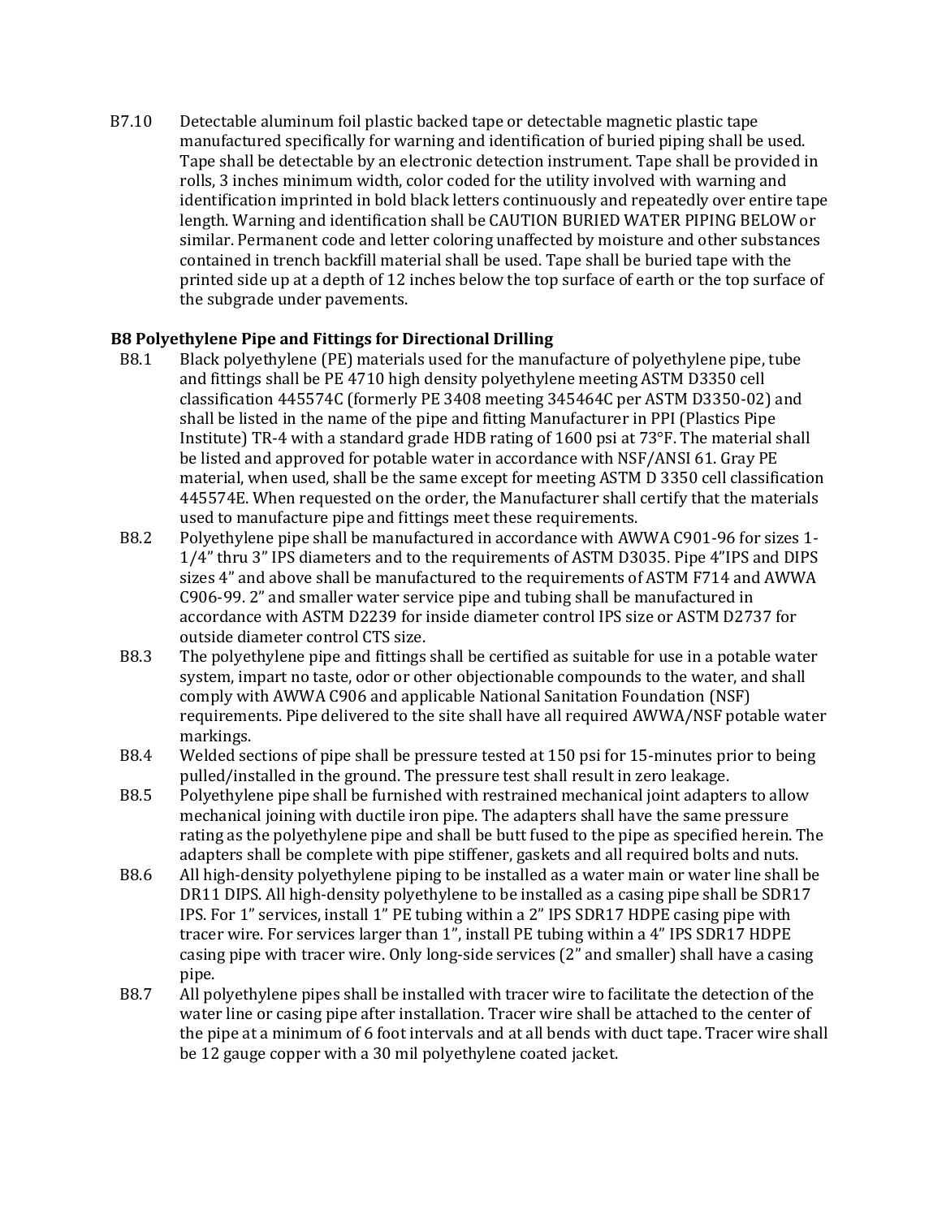B7.10 Detectable aluminum foil plastic backed tape or detectable magnetic plastic tape manufactured specifically for warning and identification of buried piping shall be used. Tape shall be detectable by an electronic detection instrument. Tape shall be provided in rolls, 3 inches minimum width, color coded for the utility involved with warning and identification imprinted in bold black letters continuously and repeatedly over entire tape length. Warning and identification shall be CAUTION BURIED WATER PIPING BELOW or similar. Permanent code and letter coloring unaffected by moisture and other substances contained in trench backfill material shall be used. Tape shall be buried tape with the printed side up at a depth of 12 inches below the top surface of earth or the top surface of the subgrade under pavements.

**B8 Polyethylene Pipe and Fittings for Directional Drilling**

B8.1 Black polyethylene (PE) materials used for the manufacture of polyethylene pipe, tube and fittings shall be PE 4710 high density polyethylene meeting ASTM D3350 cell classification 445574C (formerly PE 3408 meeting 345464C per ASTM D3350-02) and shall be listed in the name of the pipe and fitting Manufacturer in PPI (Plastics Pipe Institute) TR-4 with a standard grade HDB rating of 1600 psi at 73°F. The material shall be listed and approved for potable water in accordance with NSF/ANSI 61. Gray PE material, when used, shall be the same except for meeting ASTM D 3350 cell classification 445574E. When requested on the order, the Manufacturer shall certify that the materials used to manufacture pipe and fittings meet these requirements.

B8.2 Polyethylene pipe shall be manufactured in accordance with AWWA C901-96 for sizes 1-1/4" thru 3" IPS diameters and to the requirements of ASTM D3035. Pipe 4"IPS and DIPS sizes 4" and above shall be manufactured to the requirements of ASTM F714 and AWWA C906-99. 2" and smaller water service pipe and tubing shall be manufactured in accordance with ASTM D2239 for inside diameter control IPS size or ASTM D2737 for outside diameter control CTS size.

B8.3 The polyethylene pipe and fittings shall be certified as suitable for use in a potable water system, impart no taste, odor or other objectionable compounds to the water, and shall comply with AWWA C906 and applicable National Sanitation Foundation (NSF) requirements. Pipe delivered to the site shall have all required AWWA/NSF potable water markings.

B8.4 Welded sections of pipe shall be pressure tested at 150 psi for 15-minutes prior to being pulled/installed in the ground. The pressure test shall result in zero leakage.

B8.5 Polyethylene pipe shall be furnished with restrained mechanical joint adapters to allow mechanical joining with ductile iron pipe. The adapters shall have the same pressure rating as the polyethylene pipe and shall be butt fused to the pipe as specified herein. The adapters shall be complete with pipe stiffener, gaskets and all required bolts and nuts.

B8.6 All high-density polyethylene piping to be installed as a water main or water line shall be DR11 DIPS. All high-density polyethylene to be installed as a casing pipe shall be SDR17 IPS. For 1" services, install 1" PE tubing within a 2" IPS SDR17 HDPE casing pipe with tracer wire. For services larger than 1", install PE tubing within a 4" IPS SDR17 HDPE casing pipe with tracer wire. Only long-side services (2" and smaller) shall have a casing pipe.

B8.7 All polyethylene pipes shall be installed with tracer wire to facilitate the detection of the water line or casing pipe after installation. Tracer wire shall be attached to the center of the pipe at a minimum of 6 foot intervals and at all bends with duct tape. Tracer wire shall be 12 gauge copper with a 30 mil polyethylene coated jacket.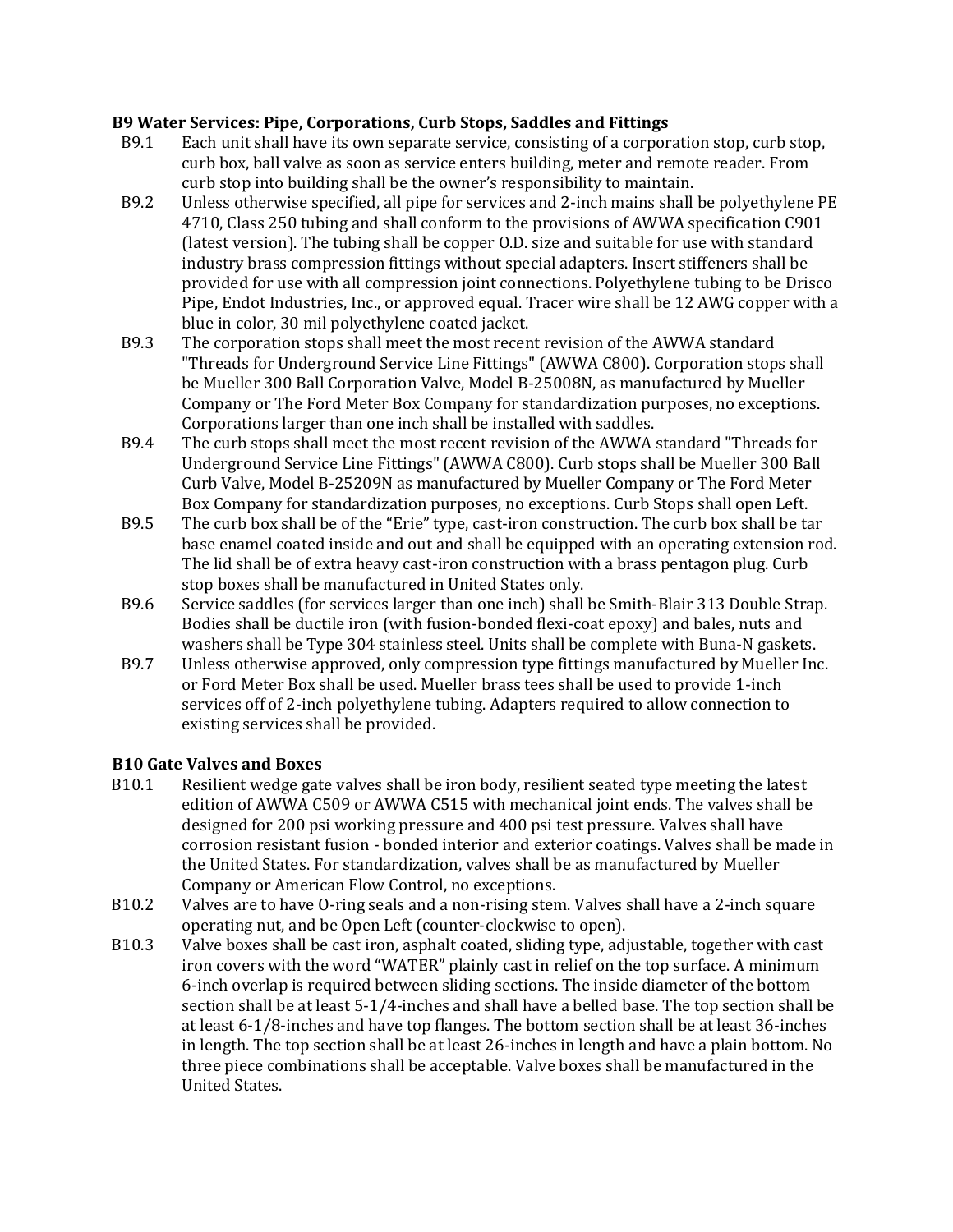**B9 Water Services: Pipe, Corporations, Curb Stops, Saddles and Fittings**

B9.1 Each unit shall have its own separate service, consisting of a corporation stop, curb stop, curb box, ball valve as soon as service enters building, meter and remote reader. From curb stop into building shall be the owner's responsibility to maintain.

B9.2 Unless otherwise specified, all pipe for services and 2-inch mains shall be polyethylene PE 4710, Class 250 tubing and shall conform to the provisions of AWWA specification C901 (latest version). The tubing shall be copper O.D. size and suitable for use with standard industry brass compression fittings without special adapters. Insert stiffeners shall be provided for use with all compression joint connections. Polyethylene tubing to be Drisco Pipe, Endot Industries, Inc., or approved equal. Tracer wire shall be 12 AWG copper with a blue in color, 30 mil polyethylene coated jacket.

B9.3 The corporation stops shall meet the most recent revision of the AWWA standard "Threads for Underground Service Line Fittings" (AWWA C800). Corporation stops shall be Mueller 300 Ball Corporation Valve, Model B-25008N, as manufactured by Mueller Company or The Ford Meter Box Company for standardization purposes, no exceptions. Corporations larger than one inch shall be installed with saddles.

B9.4 The curb stops shall meet the most recent revision of the AWWA standard "Threads for Underground Service Line Fittings" (AWWA C800). Curb stops shall be Mueller 300 Ball Curb Valve, Model B-25209N as manufactured by Mueller Company or The Ford Meter Box Company for standardization purposes, no exceptions. Curb Stops shall open Left.

B9.5 The curb box shall be of the "Erie" type, cast-iron construction. The curb box shall be tar base enamel coated inside and out and shall be equipped with an operating extension rod. The lid shall be of extra heavy cast-iron construction with a brass pentagon plug. Curb stop boxes shall be manufactured in United States only.

B9.6 Service saddles (for services larger than one inch) shall be Smith-Blair 313 Double Strap. Bodies shall be ductile iron (with fusion-bonded flexi-coat epoxy) and bales, nuts and washers shall be Type 304 stainless steel. Units shall be complete with Buna-N gaskets.

B9.7 Unless otherwise approved, only compression type fittings manufactured by Mueller Inc. or Ford Meter Box shall be used. Mueller brass tees shall be used to provide 1-inch services off of 2-inch polyethylene tubing. Adapters required to allow connection to existing services shall be provided.

**B10 Gate Valves and Boxes**

B10.1 Resilient wedge gate valves shall be iron body, resilient seated type meeting the latest edition of AWWA C509 or AWWA C515 with mechanical joint ends. The valves shall be designed for 200 psi working pressure and 400 psi test pressure. Valves shall have corrosion resistant fusion - bonded interior and exterior coatings. Valves shall be made in the United States. For standardization, valves shall be as manufactured by Mueller Company or American Flow Control, no exceptions.

B10.2 Valves are to have O-ring seals and a non-rising stem. Valves shall have a 2-inch square operating nut, and be Open Left (counter-clockwise to open).

B10.3 Valve boxes shall be cast iron, asphalt coated, sliding type, adjustable, together with cast iron covers with the word "WATER" plainly cast in relief on the top surface. A minimum 6-inch overlap is required between sliding sections. The inside diameter of the bottom section shall be at least 5-1/4-inches and shall have a belled base. The top section shall be at least 6-1/8-inches and have top flanges. The bottom section shall be at least 36-inches in length. The top section shall be at least 26-inches in length and have a plain bottom. No three piece combinations shall be acceptable. Valve boxes shall be manufactured in the United States.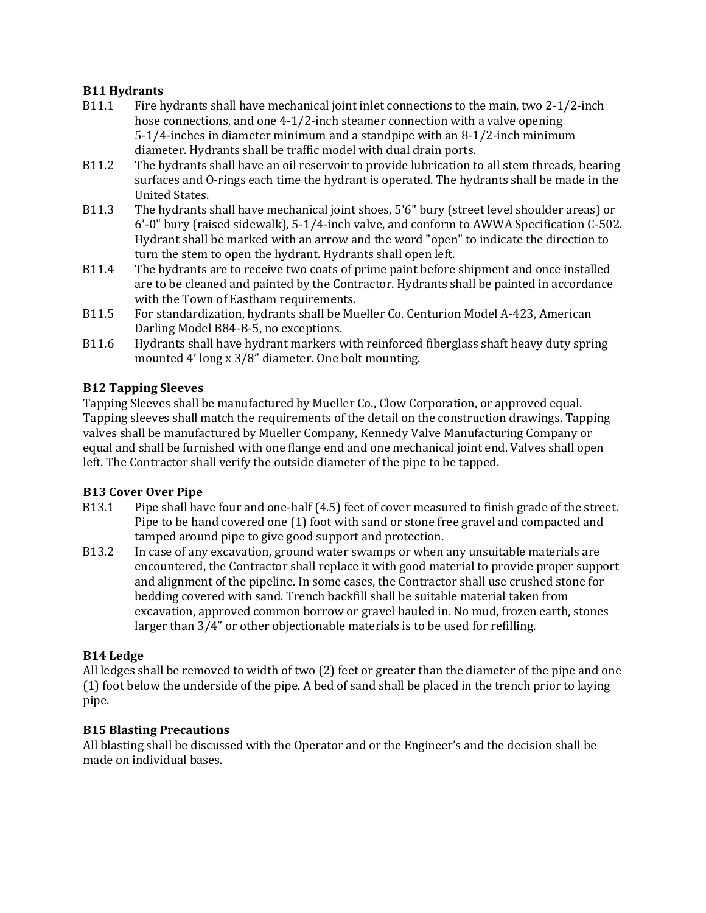**B11 Hydrants**

B11.1 Fire hydrants shall have mechanical joint inlet connections to the main, two 2-1/2-inch hose connections, and one 4-1/2-inch steamer connection with a valve opening 5-1/4-inches in diameter minimum and a standpipe with an 8-1/2-inch minimum diameter. Hydrants shall be traffic model with dual drain ports.

B11.2 The hydrants shall have an oil reservoir to provide lubrication to all stem threads, bearing surfaces and O-rings each time the hydrant is operated. The hydrants shall be made in the United States.

B11.3 The hydrants shall have mechanical joint shoes, 5'6" bury (street level shoulder areas) or 6'-0" bury (raised sidewalk), 5-1/4-inch valve, and conform to AWWA Specification C-502. Hydrant shall be marked with an arrow and the word "open" to indicate the direction to turn the stem to open the hydrant. Hydrants shall open left.

B11.4 The hydrants are to receive two coats of prime paint before shipment and once installed are to be cleaned and painted by the Contractor. Hydrants shall be painted in accordance with the Town of Eastham requirements.

B11.5 For standardization, hydrants shall be Mueller Co. Centurion Model A-423, American Darling Model B84-B-5, no exceptions.

B11.6 Hydrants shall have hydrant markers with reinforced fiberglass shaft heavy duty spring mounted 4' long x 3/8" diameter. One bolt mounting.

**B12 Tapping Sleeves**

Tapping Sleeves shall be manufactured by Mueller Co., Clow Corporation, or approved equal. Tapping sleeves shall match the requirements of the detail on the construction drawings. Tapping valves shall be manufactured by Mueller Company, Kennedy Valve Manufacturing Company or equal and shall be furnished with one flange end and one mechanical joint end. Valves shall open left. The Contractor shall verify the outside diameter of the pipe to be tapped.

**B13 Cover Over Pipe**

B13.1 Pipe shall have four and one-half (4.5) feet of cover measured to finish grade of the street. Pipe to be hand covered one (1) foot with sand or stone free gravel and compacted and tamped around pipe to give good support and protection.

B13.2 In case of any excavation, ground water swamps or when any unsuitable materials are encountered, the Contractor shall replace it with good material to provide proper support and alignment of the pipeline. In some cases, the Contractor shall use crushed stone for bedding covered with sand. Trench backfill shall be suitable material taken from excavation, approved common borrow or gravel hauled in. No mud, frozen earth, stones larger than 3/4" or other objectionable materials is to be used for refilling.

**B14 Ledge**

All ledges shall be removed to width of two (2) feet or greater than the diameter of the pipe and one (1) foot below the underside of the pipe. A bed of sand shall be placed in the trench prior to laying pipe.

**B15 Blasting Precautions**

All blasting shall be discussed with the Operator and or the Engineer's and the decision shall be made on individual bases.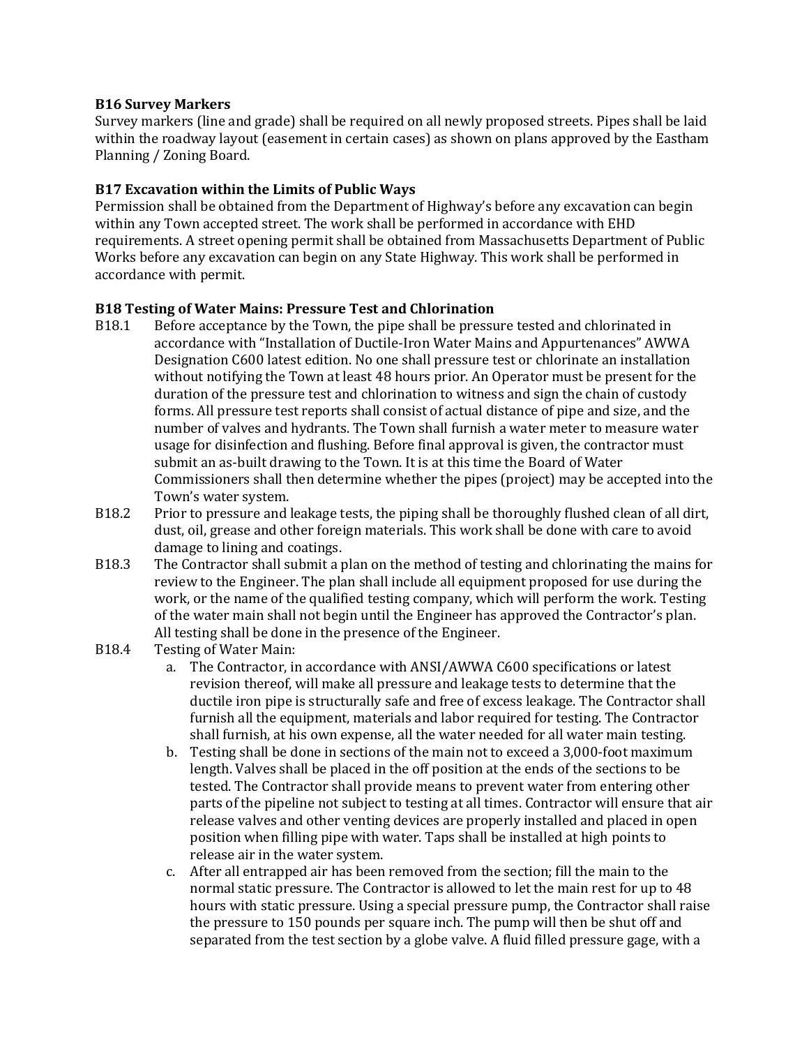**B16 Survey Markers**

Survey markers (line and grade) shall be required on all newly proposed streets. Pipes shall be laid within the roadway layout (easement in certain cases) as shown on plans approved by the Eastham Planning / Zoning Board.

**B17 Excavation within the Limits of Public Ways**

Permission shall be obtained from the Department of Highway's before any excavation can begin within any Town accepted street. The work shall be performed in accordance with EHD requirements. A street opening permit shall be obtained from Massachusetts Department of Public Works before any excavation can begin on any State Highway. This work shall be performed in accordance with permit.

**B18 Testing of Water Mains: Pressure Test and Chlorination**

B18.1 Before acceptance by the Town, the pipe shall be pressure tested and chlorinated in accordance with "Installation of Ductile-Iron Water Mains and Appurtenances" AWWA Designation C600 latest edition. No one shall pressure test or chlorinate an installation without notifying the Town at least 48 hours prior. An Operator must be present for the duration of the pressure test and chlorination to witness and sign the chain of custody forms. All pressure test reports shall consist of actual distance of pipe and size, and the number of valves and hydrants. The Town shall furnish a water meter to measure water usage for disinfection and flushing. Before final approval is given, the contractor must submit an as-built drawing to the Town. It is at this time the Board of Water Commissioners shall then determine whether the pipes (project) may be accepted into the Town's water system.

B18.2 Prior to pressure and leakage tests, the piping shall be thoroughly flushed clean of all dirt, dust, oil, grease and other foreign materials. This work shall be done with care to avoid damage to lining and coatings.

B18.3 The Contractor shall submit a plan on the method of testing and chlorinating the mains for review to the Engineer. The plan shall include all equipment proposed for use during the work, or the name of the qualified testing company, which will perform the work. Testing of the water main shall not begin until the Engineer has approved the Contractor's plan. All testing shall be done in the presence of the Engineer.

B18.4 Testing of Water Main:

a. The Contractor, in accordance with ANSI/AWWA C600 specifications or latest revision thereof, will make all pressure and leakage tests to determine that the ductile iron pipe is structurally safe and free of excess leakage. The Contractor shall furnish all the equipment, materials and labor required for testing. The Contractor shall furnish, at his own expense, all the water needed for all water main testing.

b. Testing shall be done in sections of the main not to exceed a 3,000-foot maximum length. Valves shall be placed in the off position at the ends of the sections to be tested. The Contractor shall provide means to prevent water from entering other parts of the pipeline not subject to testing at all times. Contractor will ensure that air release valves and other venting devices are properly installed and placed in open position when filling pipe with water. Taps shall be installed at high points to release air in the water system.

c. After all entrapped air has been removed from the section; fill the main to the normal static pressure. The Contractor is allowed to let the main rest for up to 48 hours with static pressure. Using a special pressure pump, the Contractor shall raise the pressure to 150 pounds per square inch. The pump will then be shut off and separated from the test section by a globe valve. A fluid filled pressure gage, with a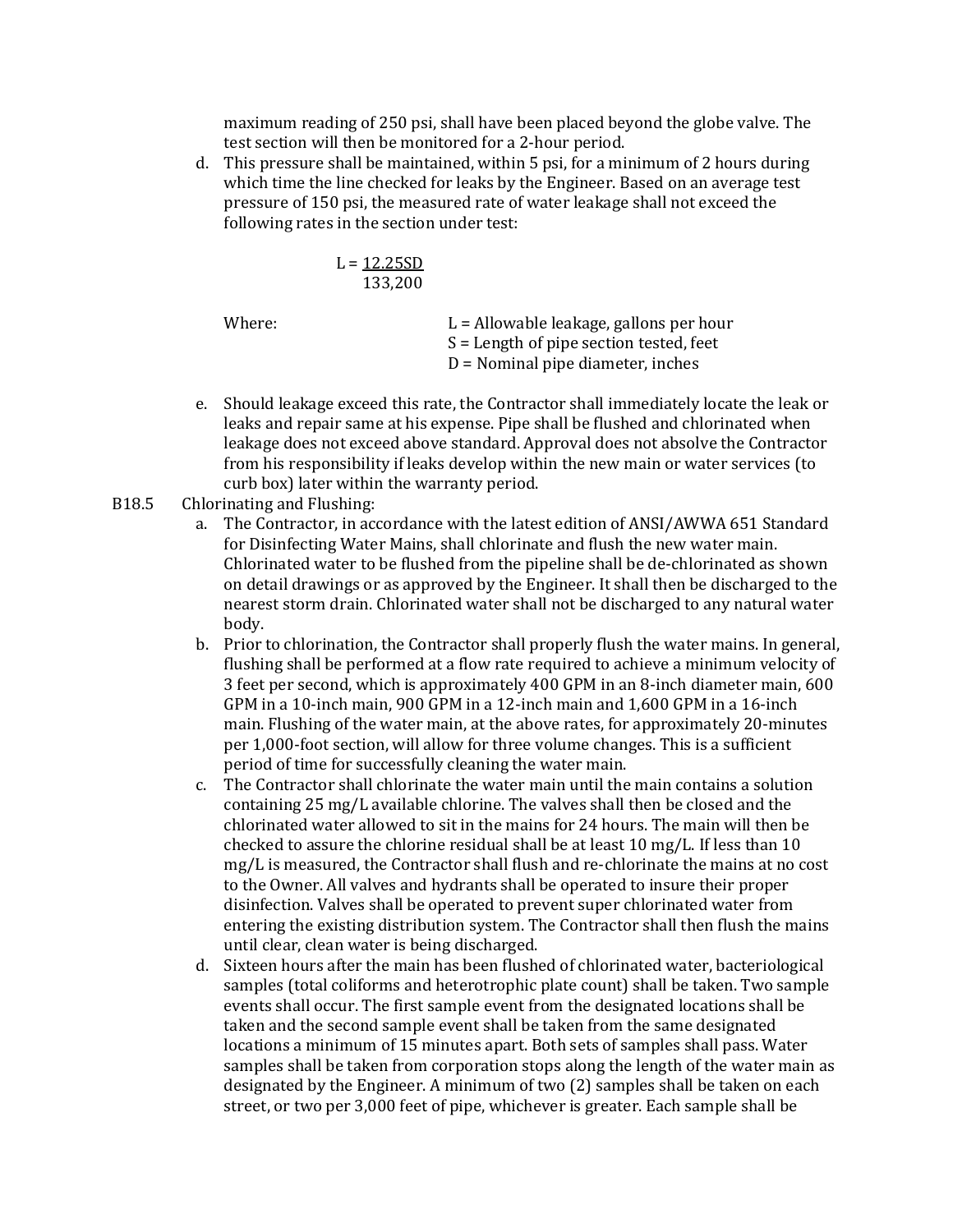maximum reading of 250 psi, shall have been placed beyond the globe valve. The test section will then be monitored for a 2-hour period.

d. This pressure shall be maintained, within 5 psi, for a minimum of 2 hours during which time the line checked for leaks by the Engineer. Based on an average test pressure of 150 psi, the measured rate of water leakage shall not exceed the following rates in the section under test:

$$L = \frac{12.25SD}{133,200}$$

Where:
- L = Allowable leakage, gallons per hour
- S = Length of pipe section tested, feet
- D = Nominal pipe diameter, inches

e. Should leakage exceed this rate, the Contractor shall immediately locate the leak or leaks and repair same at his expense. Pipe shall be flushed and chlorinated when leakage does not exceed above standard. Approval does not absolve the Contractor from his responsibility if leaks develop within the new main or water services (to curb box) later within the warranty period.

B18.5 Chlorinating and Flushing:

a. The Contractor, in accordance with the latest edition of ANSI/AWWA 651 Standard for Disinfecting Water Mains, shall chlorinate and flush the new water main. Chlorinated water to be flushed from the pipeline shall be de-chlorinated as shown on detail drawings or as approved by the Engineer. It shall then be discharged to the nearest storm drain. Chlorinated water shall not be discharged to any natural water body.

b. Prior to chlorination, the Contractor shall properly flush the water mains. In general, flushing shall be performed at a flow rate required to achieve a minimum velocity of 3 feet per second, which is approximately 400 GPM in an 8-inch diameter main, 600 GPM in a 10-inch main, 900 GPM in a 12-inch main and 1,600 GPM in a 16-inch main. Flushing of the water main, at the above rates, for approximately 20-minutes per 1,000-foot section, will allow for three volume changes. This is a sufficient period of time for successfully cleaning the water main.

c. The Contractor shall chlorinate the water main until the main contains a solution containing 25 mg/L available chlorine. The valves shall then be closed and the chlorinated water allowed to sit in the mains for 24 hours. The main will then be checked to assure the chlorine residual shall be at least 10 mg/L. If less than 10 mg/L is measured, the Contractor shall flush and re-chlorinate the mains at no cost to the Owner. All valves and hydrants shall be operated to insure their proper disinfection. Valves shall be operated to prevent super chlorinated water from entering the existing distribution system. The Contractor shall then flush the mains until clear, clean water is being discharged.

d. Sixteen hours after the main has been flushed of chlorinated water, bacteriological samples (total coliforms and heterotrophic plate count) shall be taken. Two sample events shall occur. The first sample event from the designated locations shall be taken and the second sample event shall be taken from the same designated locations a minimum of 15 minutes apart. Both sets of samples shall pass. Water samples shall be taken from corporation stops along the length of the water main as designated by the Engineer. A minimum of two (2) samples shall be taken on each street, or two per 3,000 feet of pipe, whichever is greater. Each sample shall be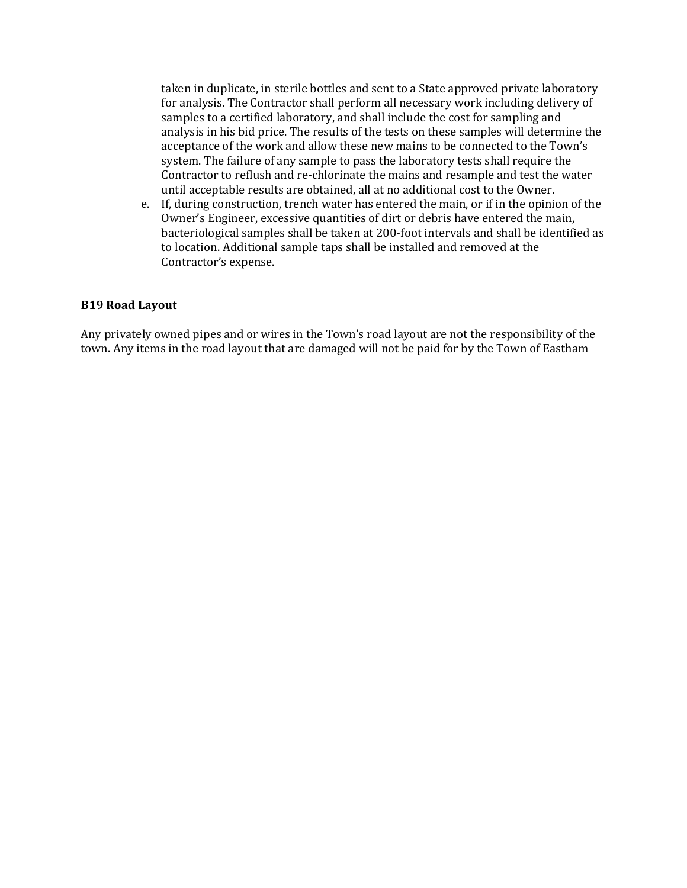taken in duplicate, in sterile bottles and sent to a State approved private laboratory for analysis. The Contractor shall perform all necessary work including delivery of samples to a certified laboratory, and shall include the cost for sampling and analysis in his bid price. The results of the tests on these samples will determine the acceptance of the work and allow these new mains to be connected to the Town's system. The failure of any sample to pass the laboratory tests shall require the Contractor to reflush and re-chlorinate the mains and resample and test the water until acceptable results are obtained, all at no additional cost to the Owner.

e. If, during construction, trench water has entered the main, or if in the opinion of the Owner's Engineer, excessive quantities of dirt or debris have entered the main, bacteriological samples shall be taken at 200-foot intervals and shall be identified as to location. Additional sample taps shall be installed and removed at the Contractor's expense.

**B19 Road Layout**

Any privately owned pipes and or wires in the Town's road layout are not the responsibility of the town. Any items in the road layout that are damaged will not be paid for by the Town of Eastham